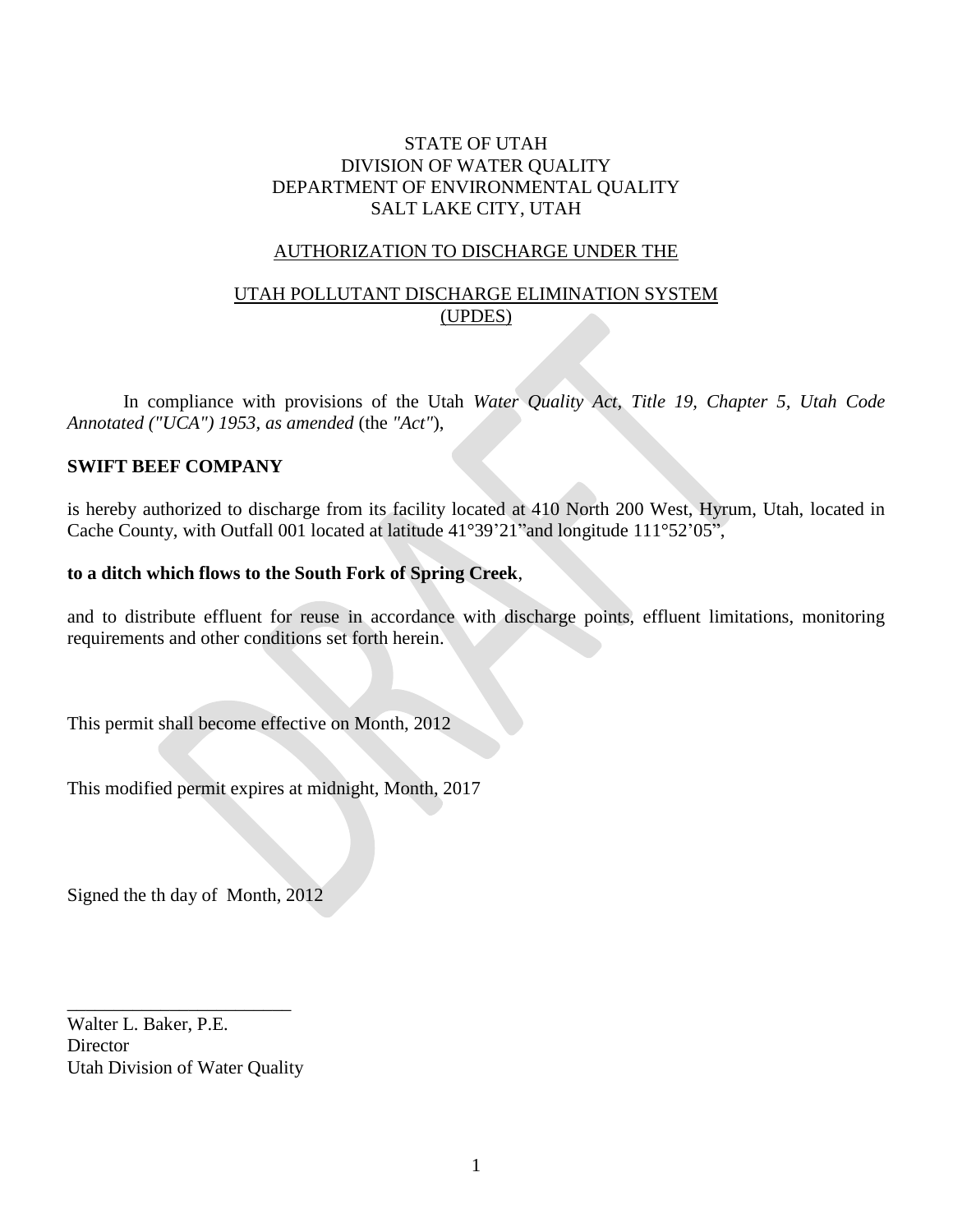STATE OF UTAH
DIVISION OF WATER QUALITY
DEPARTMENT OF ENVIRONMENTAL QUALITY
SALT LAKE CITY, UTAH

AUTHORIZATION TO DISCHARGE UNDER THE

UTAH POLLUTANT DISCHARGE ELIMINATION SYSTEM
(UPDES)

In compliance with provisions of the Utah *Water Quality Act, Title 19, Chapter 5, Utah Code Annotated ("UCA") 1953, as amended* (the *"Act"*),

**SWIFT BEEF COMPANY**

is hereby authorized to discharge from its facility located at 410 North 200 West, Hyrum, Utah, located in Cache County, with Outfall 001 located at latitude 41°39'21"and longitude 111°52'05",

**to a ditch which flows to the South Fork of Spring Creek**,

and to distribute effluent for reuse in accordance with discharge points, effluent limitations, monitoring requirements and other conditions set forth herein.

This permit shall become effective on Month, 2012

This modified permit expires at midnight, Month, 2017

Signed the th day of Month, 2012

________________________

Walter L. Baker, P.E.
Director
Utah Division of Water Quality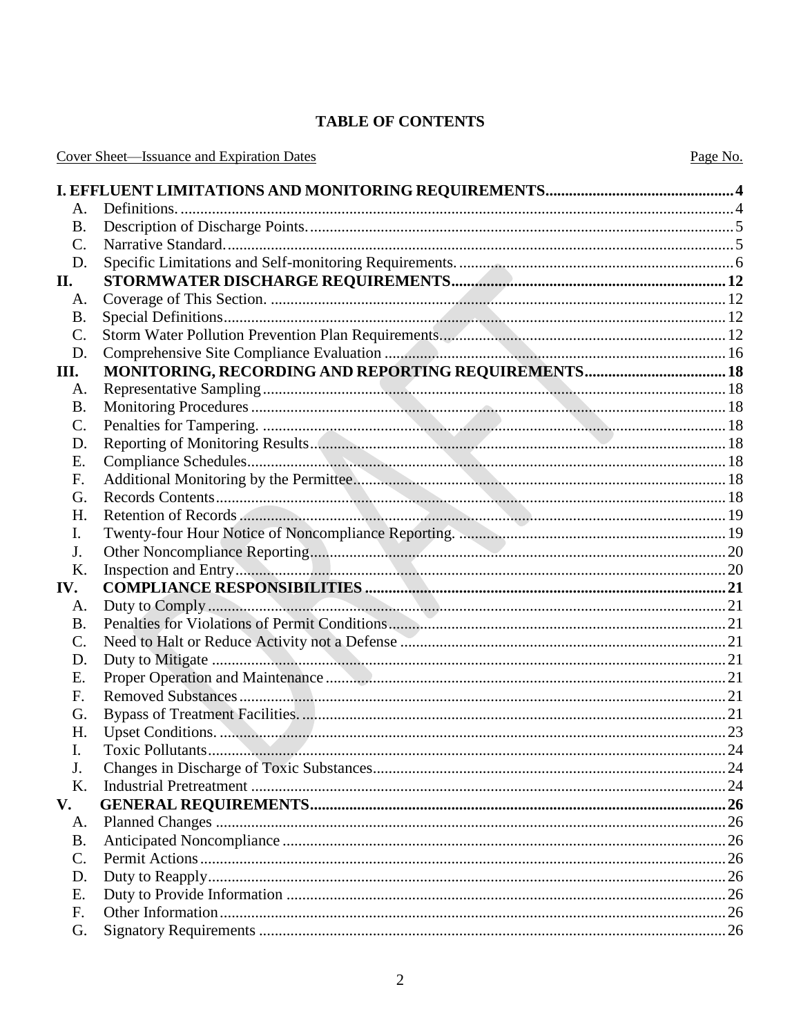## TABLE OF CONTENTS

| Cover Sheet—Issuance and Expiration Dates | | Page No. |
|---|---|---|
| **I.** | **EFFLUENT LIMITATIONS AND MONITORING REQUIREMENTS** | **4** |
| A. | Definitions. | 4 |
| B. | Description of Discharge Points. | 5 |
| C. | Narrative Standard. | 5 |
| D. | Specific Limitations and Self-monitoring Requirements. | 6 |
| **II.** | **STORMWATER DISCHARGE REQUIREMENTS** | **12** |
| A. | Coverage of This Section. | 12 |
| B. | Special Definitions | 12 |
| C. | Storm Water Pollution Prevention Plan Requirements | 12 |
| D. | Comprehensive Site Compliance Evaluation | 16 |
| **III.** | **MONITORING, RECORDING AND REPORTING REQUIREMENTS** | **18** |
| A. | Representative Sampling | 18 |
| B. | Monitoring Procedures | 18 |
| C. | Penalties for Tampering. | 18 |
| D. | Reporting of Monitoring Results | 18 |
| E. | Compliance Schedules | 18 |
| F. | Additional Monitoring by the Permittee | 18 |
| G. | Records Contents | 18 |
| H. | Retention of Records | 19 |
| I. | Twenty-four Hour Notice of Noncompliance Reporting. | 19 |
| J. | Other Noncompliance Reporting | 20 |
| K. | Inspection and Entry | 20 |
| **IV.** | **COMPLIANCE RESPONSIBILITIES** | **21** |
| A. | Duty to Comply | 21 |
| B. | Penalties for Violations of Permit Conditions | 21 |
| C. | Need to Halt or Reduce Activity not a Defense | 21 |
| D. | Duty to Mitigate | 21 |
| E. | Proper Operation and Maintenance | 21 |
| F. | Removed Substances | 21 |
| G. | Bypass of Treatment Facilities. | 21 |
| H. | Upset Conditions. | 23 |
| I. | Toxic Pollutants | 24 |
| J. | Changes in Discharge of Toxic Substances | 24 |
| K. | Industrial Pretreatment | 24 |
| **V.** | **GENERAL REQUIREMENTS** | **26** |
| A. | Planned Changes | 26 |
| B. | Anticipated Noncompliance | 26 |
| C. | Permit Actions | 26 |
| D. | Duty to Reapply | 26 |
| E. | Duty to Provide Information | 26 |
| F. | Other Information | 26 |
| G. | Signatory Requirements | 26 |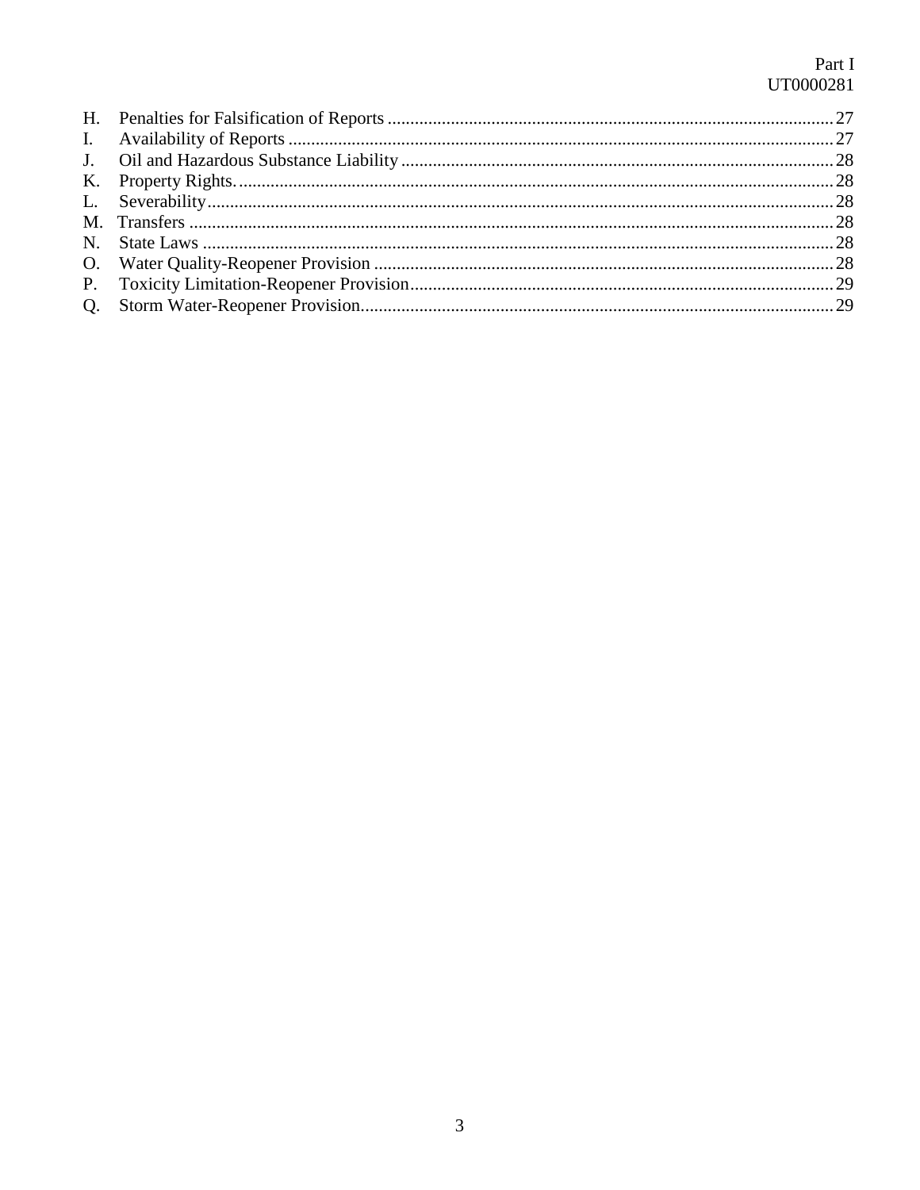H. Penalties for Falsification of Reports .......... 27
I. Availability of Reports .......... 27
J. Oil and Hazardous Substance Liability .......... 28
K. Property Rights. .......... 28
L. Severability .......... 28
M. Transfers .......... 28
N. State Laws .......... 28
O. Water Quality-Reopener Provision .......... 28
P. Toxicity Limitation-Reopener Provision .......... 29
Q. Storm Water-Reopener Provision .......... 29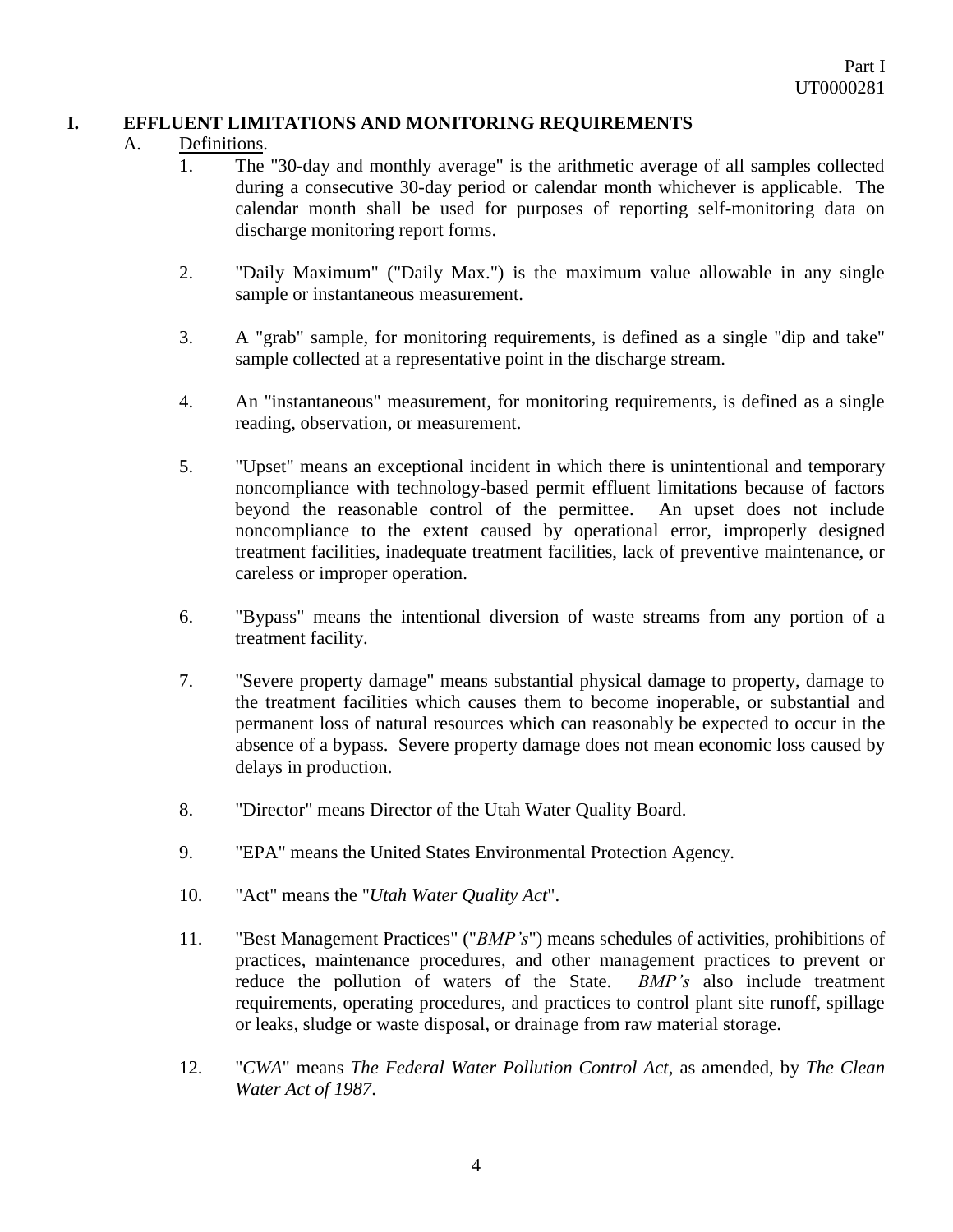# I. EFFLUENT LIMITATIONS AND MONITORING REQUIREMENTS

A. Definitions.

1. The "30-day and monthly average" is the arithmetic average of all samples collected during a consecutive 30-day period or calendar month whichever is applicable. The calendar month shall be used for purposes of reporting self-monitoring data on discharge monitoring report forms.

2. "Daily Maximum" ("Daily Max.") is the maximum value allowable in any single sample or instantaneous measurement.

3. A "grab" sample, for monitoring requirements, is defined as a single "dip and take" sample collected at a representative point in the discharge stream.

4. An "instantaneous" measurement, for monitoring requirements, is defined as a single reading, observation, or measurement.

5. "Upset" means an exceptional incident in which there is unintentional and temporary noncompliance with technology-based permit effluent limitations because of factors beyond the reasonable control of the permittee. An upset does not include noncompliance to the extent caused by operational error, improperly designed treatment facilities, inadequate treatment facilities, lack of preventive maintenance, or careless or improper operation.

6. "Bypass" means the intentional diversion of waste streams from any portion of a treatment facility.

7. "Severe property damage" means substantial physical damage to property, damage to the treatment facilities which causes them to become inoperable, or substantial and permanent loss of natural resources which can reasonably be expected to occur in the absence of a bypass. Severe property damage does not mean economic loss caused by delays in production.

8. "Director" means Director of the Utah Water Quality Board.

9. "EPA" means the United States Environmental Protection Agency.

10. "Act" means the "*Utah Water Quality Act*".

11. "Best Management Practices" ("*BMP's*") means schedules of activities, prohibitions of practices, maintenance procedures, and other management practices to prevent or reduce the pollution of waters of the State. *BMP's* also include treatment requirements, operating procedures, and practices to control plant site runoff, spillage or leaks, sludge or waste disposal, or drainage from raw material storage.

12. "*CWA*" means *The Federal Water Pollution Control Act*, as amended, by *The Clean Water Act of 1987*.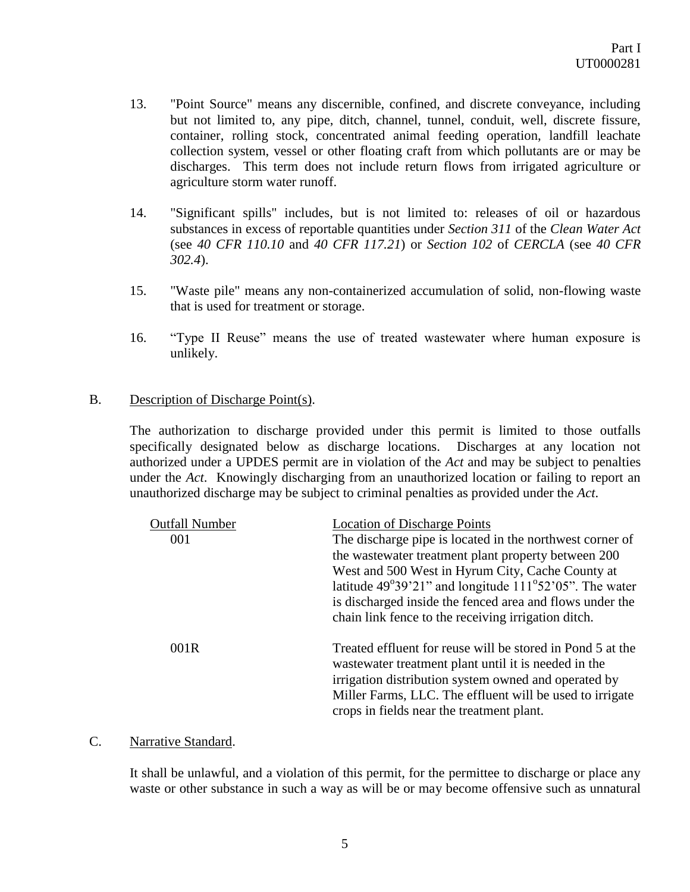13. "Point Source" means any discernible, confined, and discrete conveyance, including but not limited to, any pipe, ditch, channel, tunnel, conduit, well, discrete fissure, container, rolling stock, concentrated animal feeding operation, landfill leachate collection system, vessel or other floating craft from which pollutants are or may be discharges. This term does not include return flows from irrigated agriculture or agriculture storm water runoff.

14. "Significant spills" includes, but is not limited to: releases of oil or hazardous substances in excess of reportable quantities under *Section 311* of the *Clean Water Act* (see *40 CFR 110.10* and *40 CFR 117.21*) or *Section 102* of *CERCLA* (see *40 CFR 302.4*).

15. "Waste pile" means any non-containerized accumulation of solid, non-flowing waste that is used for treatment or storage.

16. "Type II Reuse" means the use of treated wastewater where human exposure is unlikely.

B. Description of Discharge Point(s).

The authorization to discharge provided under this permit is limited to those outfalls specifically designated below as discharge locations. Discharges at any location not authorized under a UPDES permit are in violation of the *Act* and may be subject to penalties under the *Act*. Knowingly discharging from an unauthorized location or failing to report an unauthorized discharge may be subject to criminal penalties as provided under the *Act*.

| Outfall Number | Location of Discharge Points |
|---|---|
| 001 | The discharge pipe is located in the northwest corner of the wastewater treatment plant property between 200 West and 500 West in Hyrum City, Cache County at latitude 49°39'21" and longitude 111°52'05". The water is discharged inside the fenced area and flows under the chain link fence to the receiving irrigation ditch. |
| 001R | Treated effluent for reuse will be stored in Pond 5 at the wastewater treatment plant until it is needed in the irrigation distribution system owned and operated by Miller Farms, LLC. The effluent will be used to irrigate crops in fields near the treatment plant. |

C. Narrative Standard.

It shall be unlawful, and a violation of this permit, for the permittee to discharge or place any waste or other substance in such a way as will be or may become offensive such as unnatural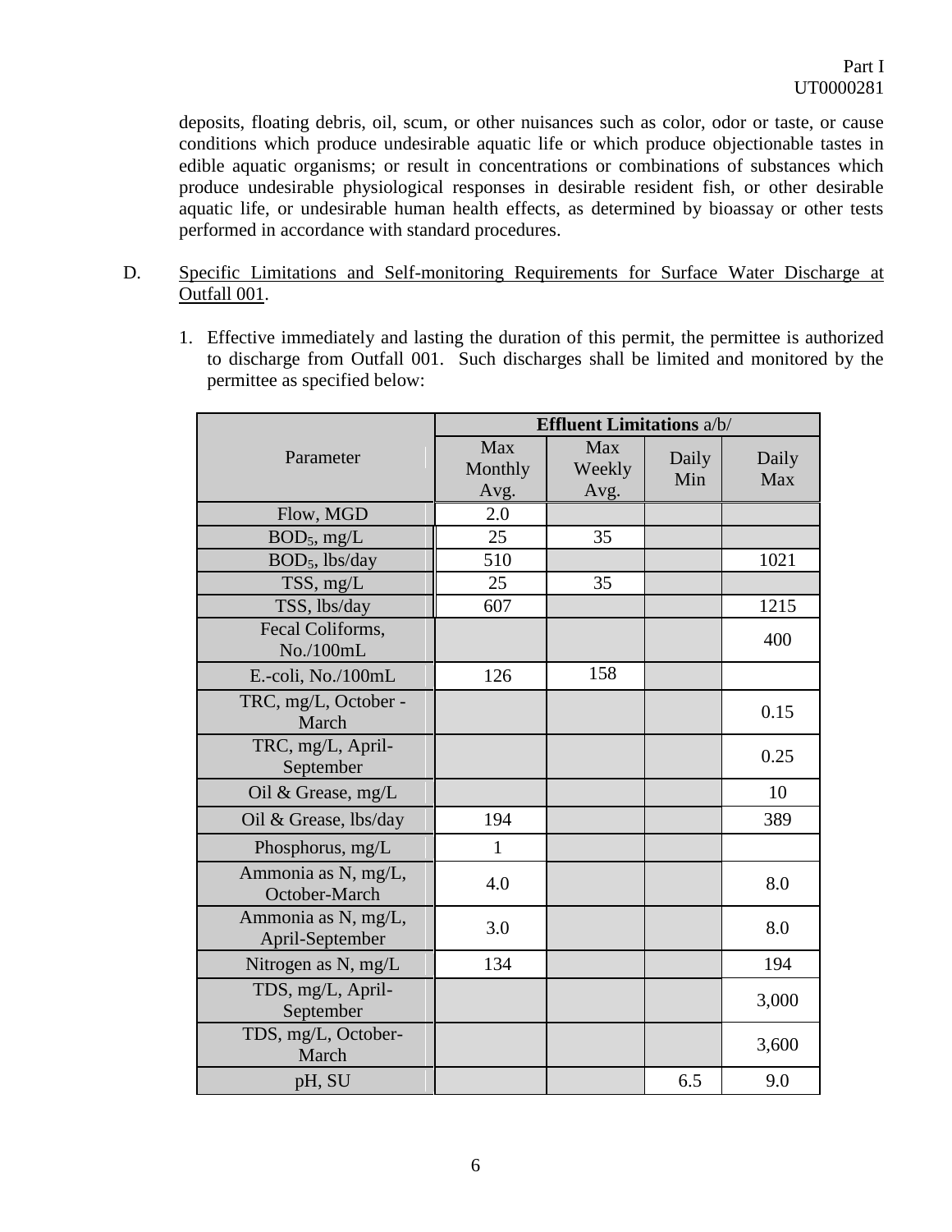deposits, floating debris, oil, scum, or other nuisances such as color, odor or taste, or cause conditions which produce undesirable aquatic life or which produce objectionable tastes in edible aquatic organisms; or result in concentrations or combinations of substances which produce undesirable physiological responses in desirable resident fish, or other desirable aquatic life, or undesirable human health effects, as determined by bioassay or other tests performed in accordance with standard procedures.

D. Specific Limitations and Self-monitoring Requirements for Surface Water Discharge at Outfall 001.

1. Effective immediately and lasting the duration of this permit, the permittee is authorized to discharge from Outfall 001. Such discharges shall be limited and monitored by the permittee as specified below:

| Parameter | **Effluent Limitations** a/b/ | | | |
|---|---|---|---|---|
| | Max Monthly Avg. | Max Weekly Avg. | Daily Min | Daily Max |
| Flow, MGD | 2.0 | | | |
| $BOD_5$, mg/L | 25 | 35 | | |
| $BOD_5$, lbs/day | 510 | | | 1021 |
| TSS, mg/L | 25 | 35 | | |
| TSS, lbs/day | 607 | | | 1215 |
| Fecal Coliforms, No./100mL | | | | 400 |
| E.-coli, No./100mL | 126 | 158 | | |
| TRC, mg/L, October - March | | | | 0.15 |
| TRC, mg/L, April-September | | | | 0.25 |
| Oil & Grease, mg/L | | | | 10 |
| Oil & Grease, lbs/day | 194 | | | 389 |
| Phosphorus, mg/L | 1 | | | |
| Ammonia as N, mg/L, October-March | 4.0 | | | 8.0 |
| Ammonia as N, mg/L, April-September | 3.0 | | | 8.0 |
| Nitrogen as N, mg/L | 134 | | | 194 |
| TDS, mg/L, April-September | | | | 3,000 |
| TDS, mg/L, October-March | | | | 3,600 |
| pH, SU | | | 6.5 | 9.0 |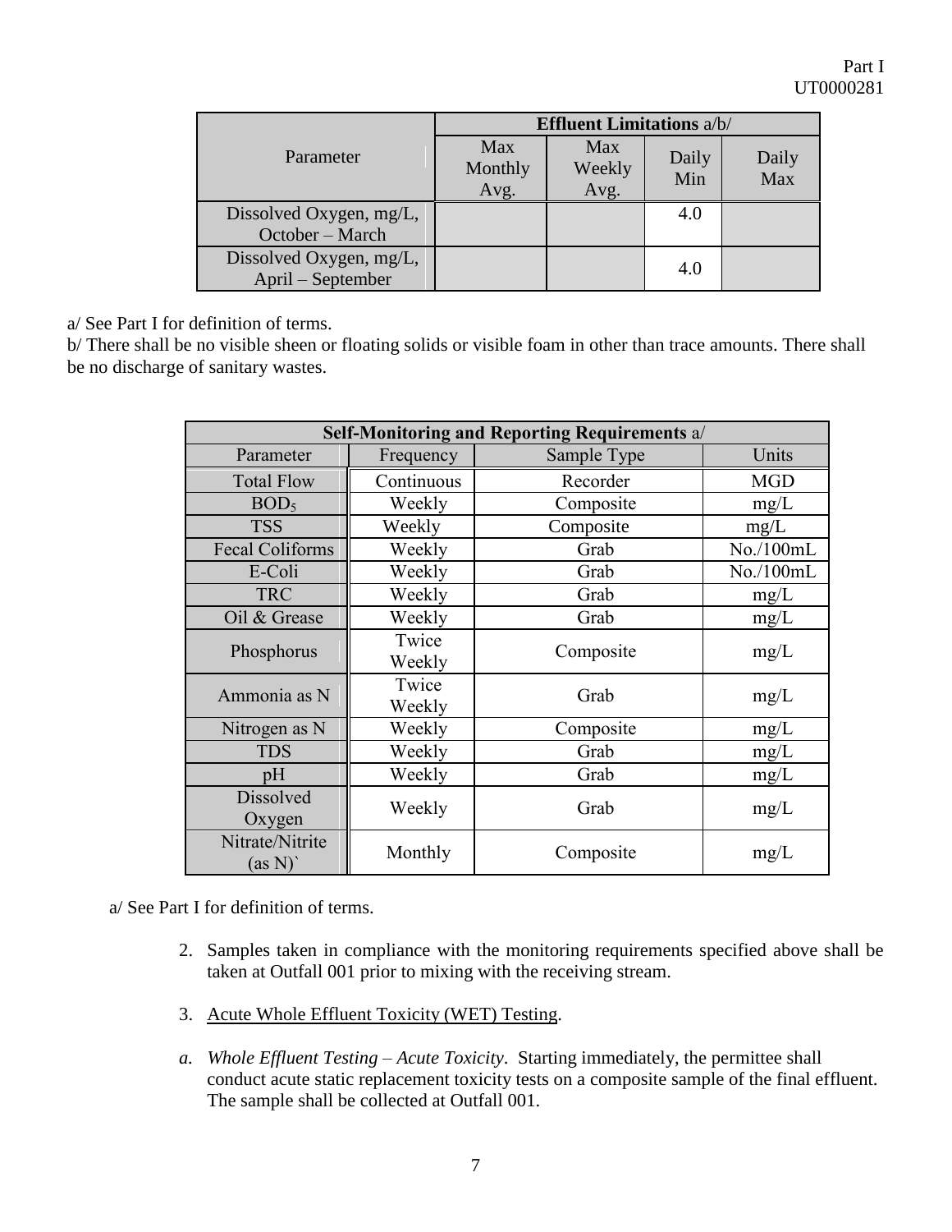| Parameter | Effluent Limitations a/b/ | | | |
|---|---|---|---|---|
| | Max Monthly Avg. | Max Weekly Avg. | Daily Min | Daily Max |
| Dissolved Oxygen, mg/L, October – March | | | 4.0 | |
| Dissolved Oxygen, mg/L, April – September | | | 4.0 | |

a/ See Part I for definition of terms.
b/ There shall be no visible sheen or floating solids or visible foam in other than trace amounts. There shall be no discharge of sanitary wastes.

| **Self-Monitoring and Reporting Requirements** a/ | | | |
|---|---|---|---|
| Parameter | Frequency | Sample Type | Units |
| Total Flow | Continuous | Recorder | MGD |
| $BOD_5$ | Weekly | Composite | mg/L |
| TSS | Weekly | Composite | mg/L |
| Fecal Coliforms | Weekly | Grab | No./100mL |
| E-Coli | Weekly | Grab | No./100mL |
| TRC | Weekly | Grab | mg/L |
| Oil & Grease | Weekly | Grab | mg/L |
| Phosphorus | Twice Weekly | Composite | mg/L |
| Ammonia as N | Twice Weekly | Grab | mg/L |
| Nitrogen as N | Weekly | Composite | mg/L |
| TDS | Weekly | Grab | mg/L |
| pH | Weekly | Grab | mg/L |
| Dissolved Oxygen | Weekly | Grab | mg/L |
| Nitrate/Nitrite (as N)` | Monthly | Composite | mg/L |

a/ See Part I for definition of terms.

2. Samples taken in compliance with the monitoring requirements specified above shall be taken at Outfall 001 prior to mixing with the receiving stream.

3. Acute Whole Effluent Toxicity (WET) Testing.

*a. Whole Effluent Testing – Acute Toxicity*. Starting immediately, the permittee shall conduct acute static replacement toxicity tests on a composite sample of the final effluent. The sample shall be collected at Outfall 001.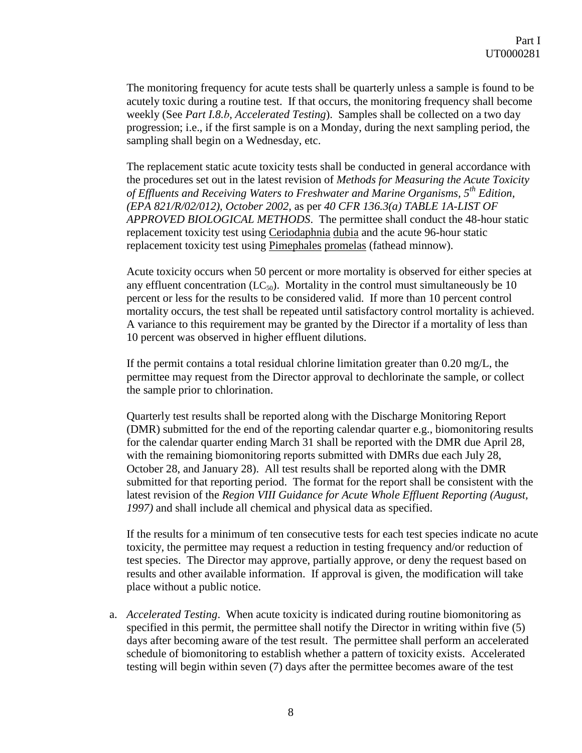The monitoring frequency for acute tests shall be quarterly unless a sample is found to be acutely toxic during a routine test. If that occurs, the monitoring frequency shall become weekly (See *Part I.8.b*, *Accelerated Testing*). Samples shall be collected on a two day progression; i.e., if the first sample is on a Monday, during the next sampling period, the sampling shall begin on a Wednesday, etc.

The replacement static acute toxicity tests shall be conducted in general accordance with the procedures set out in the latest revision of *Methods for Measuring the Acute Toxicity of Effluents and Receiving Waters to Freshwater and Marine Organisms, 5th Edition, (EPA 821/R/02/012), October 2002,* as per *40 CFR 136.3(a) TABLE 1A-LIST OF APPROVED BIOLOGICAL METHODS*. The permittee shall conduct the 48-hour static replacement toxicity test using Ceriodaphnia dubia and the acute 96-hour static replacement toxicity test using Pimephales promelas (fathead minnow).

Acute toxicity occurs when 50 percent or more mortality is observed for either species at any effluent concentration ($LC_{50}$). Mortality in the control must simultaneously be 10 percent or less for the results to be considered valid. If more than 10 percent control mortality occurs, the test shall be repeated until satisfactory control mortality is achieved. A variance to this requirement may be granted by the Director if a mortality of less than 10 percent was observed in higher effluent dilutions.

If the permit contains a total residual chlorine limitation greater than 0.20 mg/L, the permittee may request from the Director approval to dechlorinate the sample, or collect the sample prior to chlorination.

Quarterly test results shall be reported along with the Discharge Monitoring Report (DMR) submitted for the end of the reporting calendar quarter e.g., biomonitoring results for the calendar quarter ending March 31 shall be reported with the DMR due April 28, with the remaining biomonitoring reports submitted with DMRs due each July 28, October 28, and January 28). All test results shall be reported along with the DMR submitted for that reporting period. The format for the report shall be consistent with the latest revision of the *Region VIII Guidance for Acute Whole Effluent Reporting (August, 1997)* and shall include all chemical and physical data as specified.

If the results for a minimum of ten consecutive tests for each test species indicate no acute toxicity, the permittee may request a reduction in testing frequency and/or reduction of test species. The Director may approve, partially approve, or deny the request based on results and other available information. If approval is given, the modification will take place without a public notice.

a. *Accelerated Testing*. When acute toxicity is indicated during routine biomonitoring as specified in this permit, the permittee shall notify the Director in writing within five (5) days after becoming aware of the test result. The permittee shall perform an accelerated schedule of biomonitoring to establish whether a pattern of toxicity exists. Accelerated testing will begin within seven (7) days after the permittee becomes aware of the test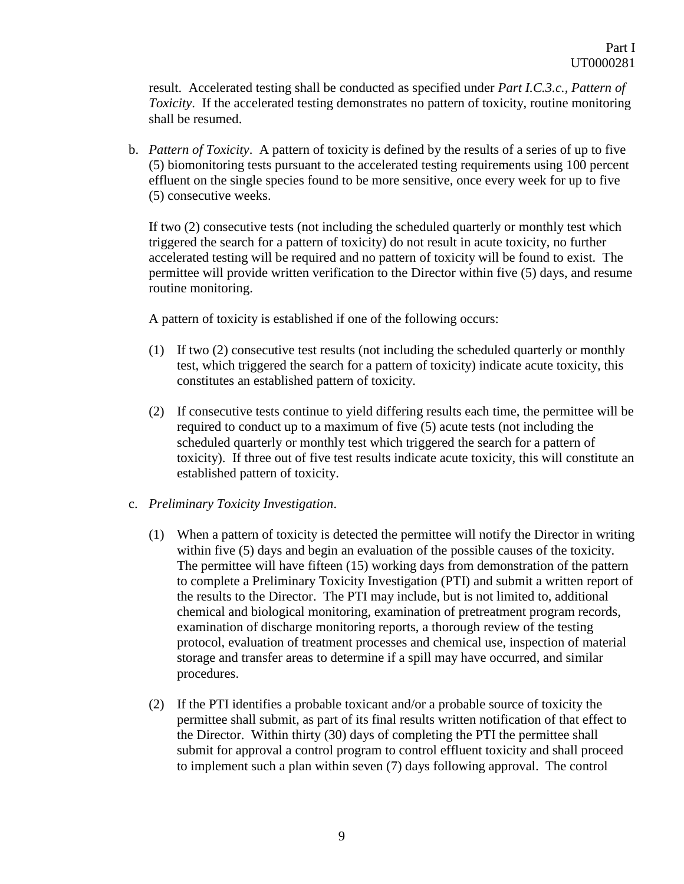result. Accelerated testing shall be conducted as specified under *Part I.C.3.c., Pattern of Toxicity*. If the accelerated testing demonstrates no pattern of toxicity, routine monitoring shall be resumed.

b. *Pattern of Toxicity*. A pattern of toxicity is defined by the results of a series of up to five (5) biomonitoring tests pursuant to the accelerated testing requirements using 100 percent effluent on the single species found to be more sensitive, once every week for up to five (5) consecutive weeks.

   If two (2) consecutive tests (not including the scheduled quarterly or monthly test which triggered the search for a pattern of toxicity) do not result in acute toxicity, no further accelerated testing will be required and no pattern of toxicity will be found to exist. The permittee will provide written verification to the Director within five (5) days, and resume routine monitoring.

   A pattern of toxicity is established if one of the following occurs:

   (1) If two (2) consecutive test results (not including the scheduled quarterly or monthly test, which triggered the search for a pattern of toxicity) indicate acute toxicity, this constitutes an established pattern of toxicity.

   (2) If consecutive tests continue to yield differing results each time, the permittee will be required to conduct up to a maximum of five (5) acute tests (not including the scheduled quarterly or monthly test which triggered the search for a pattern of toxicity). If three out of five test results indicate acute toxicity, this will constitute an established pattern of toxicity.

c. *Preliminary Toxicity Investigation*.

   (1) When a pattern of toxicity is detected the permittee will notify the Director in writing within five (5) days and begin an evaluation of the possible causes of the toxicity. The permittee will have fifteen (15) working days from demonstration of the pattern to complete a Preliminary Toxicity Investigation (PTI) and submit a written report of the results to the Director. The PTI may include, but is not limited to, additional chemical and biological monitoring, examination of pretreatment program records, examination of discharge monitoring reports, a thorough review of the testing protocol, evaluation of treatment processes and chemical use, inspection of material storage and transfer areas to determine if a spill may have occurred, and similar procedures.

   (2) If the PTI identifies a probable toxicant and/or a probable source of toxicity the permittee shall submit, as part of its final results written notification of that effect to the Director. Within thirty (30) days of completing the PTI the permittee shall submit for approval a control program to control effluent toxicity and shall proceed to implement such a plan within seven (7) days following approval. The control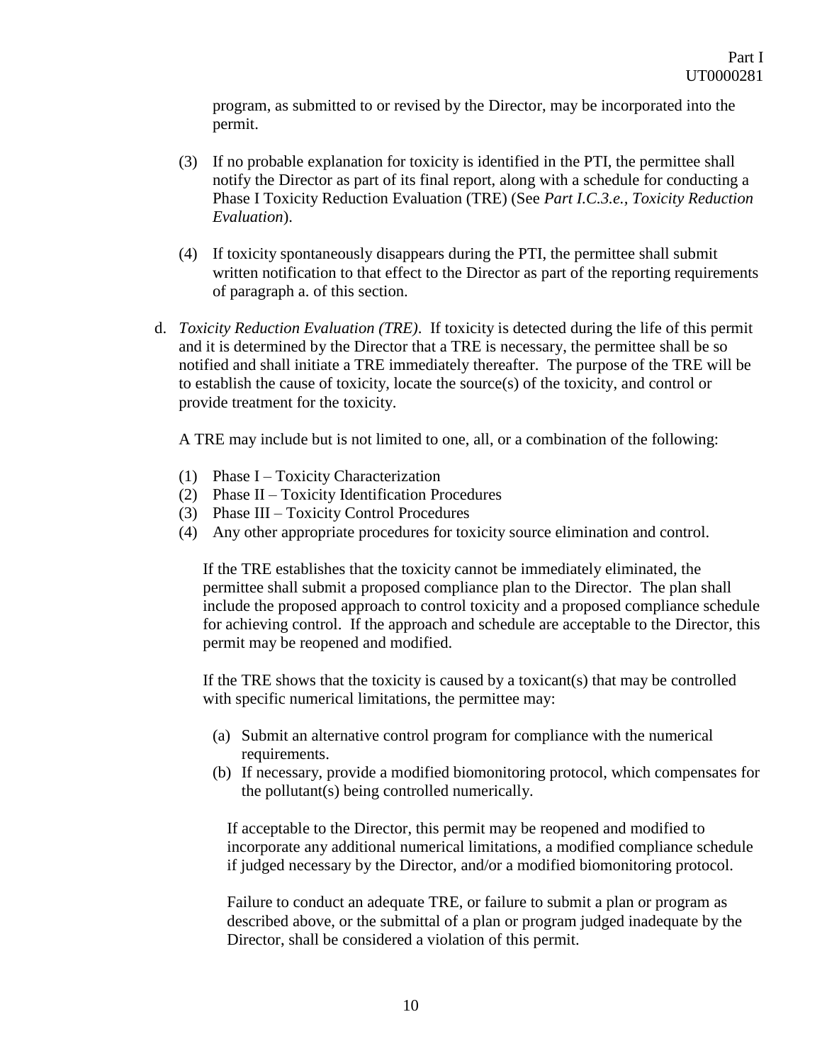program, as submitted to or revised by the Director, may be incorporated into the permit.

(3) If no probable explanation for toxicity is identified in the PTI, the permittee shall notify the Director as part of its final report, along with a schedule for conducting a Phase I Toxicity Reduction Evaluation (TRE) (See *Part I.C.3.e., Toxicity Reduction Evaluation*).

(4) If toxicity spontaneously disappears during the PTI, the permittee shall submit written notification to that effect to the Director as part of the reporting requirements of paragraph a. of this section.

d. *Toxicity Reduction Evaluation (TRE)*. If toxicity is detected during the life of this permit and it is determined by the Director that a TRE is necessary, the permittee shall be so notified and shall initiate a TRE immediately thereafter. The purpose of the TRE will be to establish the cause of toxicity, locate the source(s) of the toxicity, and control or provide treatment for the toxicity.

A TRE may include but is not limited to one, all, or a combination of the following:

(1) Phase I – Toxicity Characterization
(2) Phase II – Toxicity Identification Procedures
(3) Phase III – Toxicity Control Procedures
(4) Any other appropriate procedures for toxicity source elimination and control.

If the TRE establishes that the toxicity cannot be immediately eliminated, the permittee shall submit a proposed compliance plan to the Director. The plan shall include the proposed approach to control toxicity and a proposed compliance schedule for achieving control. If the approach and schedule are acceptable to the Director, this permit may be reopened and modified.

If the TRE shows that the toxicity is caused by a toxicant(s) that may be controlled with specific numerical limitations, the permittee may:

(a) Submit an alternative control program for compliance with the numerical requirements.
(b) If necessary, provide a modified biomonitoring protocol, which compensates for the pollutant(s) being controlled numerically.

If acceptable to the Director, this permit may be reopened and modified to incorporate any additional numerical limitations, a modified compliance schedule if judged necessary by the Director, and/or a modified biomonitoring protocol.

Failure to conduct an adequate TRE, or failure to submit a plan or program as described above, or the submittal of a plan or program judged inadequate by the Director, shall be considered a violation of this permit.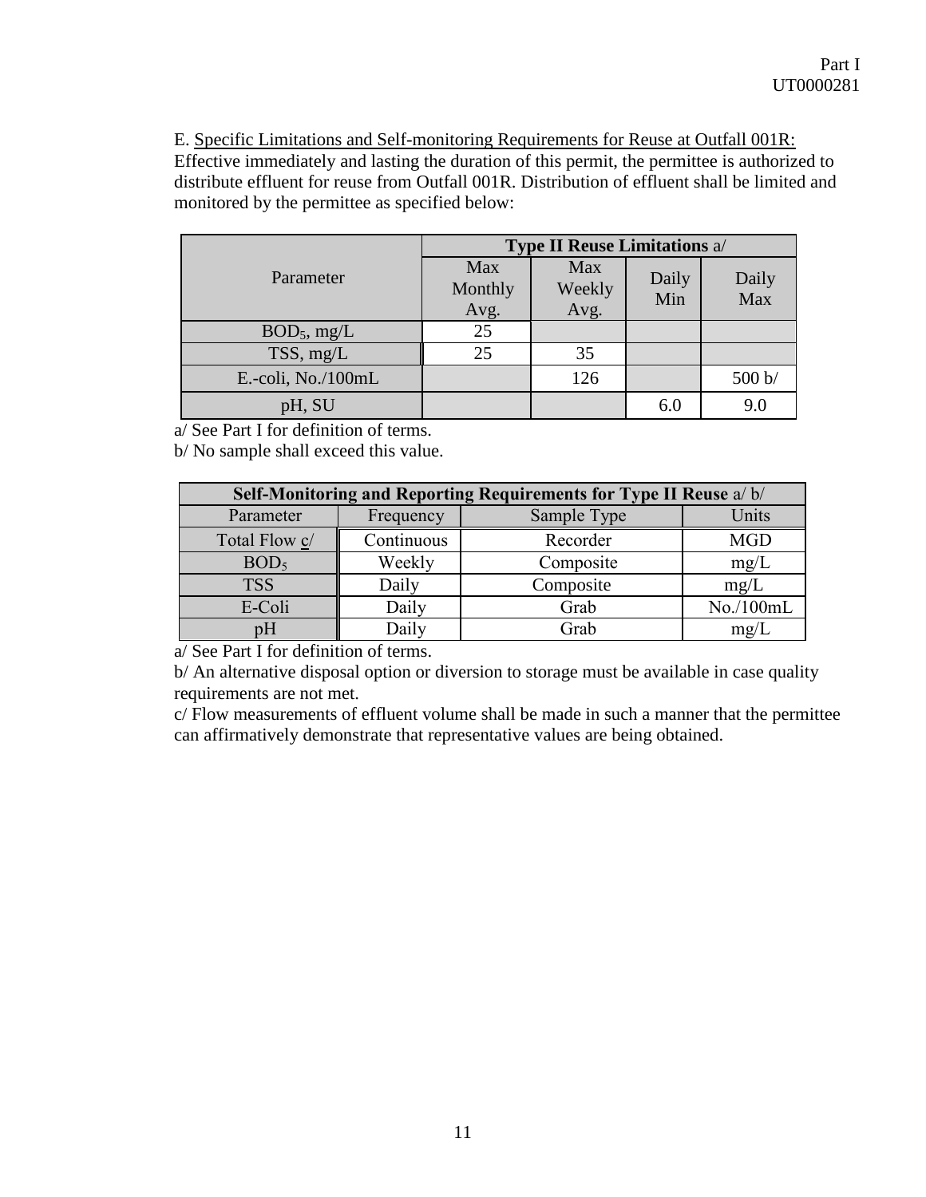E. <u>Specific Limitations and Self-monitoring Requirements for Reuse at Outfall 001R:</u>
Effective immediately and lasting the duration of this permit, the permittee is authorized to distribute effluent for reuse from Outfall 001R. Distribution of effluent shall be limited and monitored by the permittee as specified below:

| Parameter | **Type II Reuse Limitations** a/ | | | |
|---|---|---|---|---|
| | Max Monthly Avg. | Max Weekly Avg. | Daily Min | Daily Max |
| $BOD_5$, mg/L | 25 | | | |
| TSS, mg/L | 25 | 35 | | |
| E.-coli, No./100mL | | 126 | | 500 b/ |
| pH, SU | | | 6.0 | 9.0 |

a/ See Part I for definition of terms.
b/ No sample shall exceed this value.

| **Self-Monitoring and Reporting Requirements for Type II Reuse** a/ b/ | | | |
|---|---|---|---|
| Parameter | Frequency | Sample Type | Units |
| Total Flow c/ | Continuous | Recorder | MGD |
| $BOD_5$ | Weekly | Composite | mg/L |
| TSS | Daily | Composite | mg/L |
| E-Coli | Daily | Grab | No./100mL |
| pH | Daily | Grab | mg/L |

a/ See Part I for definition of terms.
b/ An alternative disposal option or diversion to storage must be available in case quality requirements are not met.
c/ Flow measurements of effluent volume shall be made in such a manner that the permittee can affirmatively demonstrate that representative values are being obtained.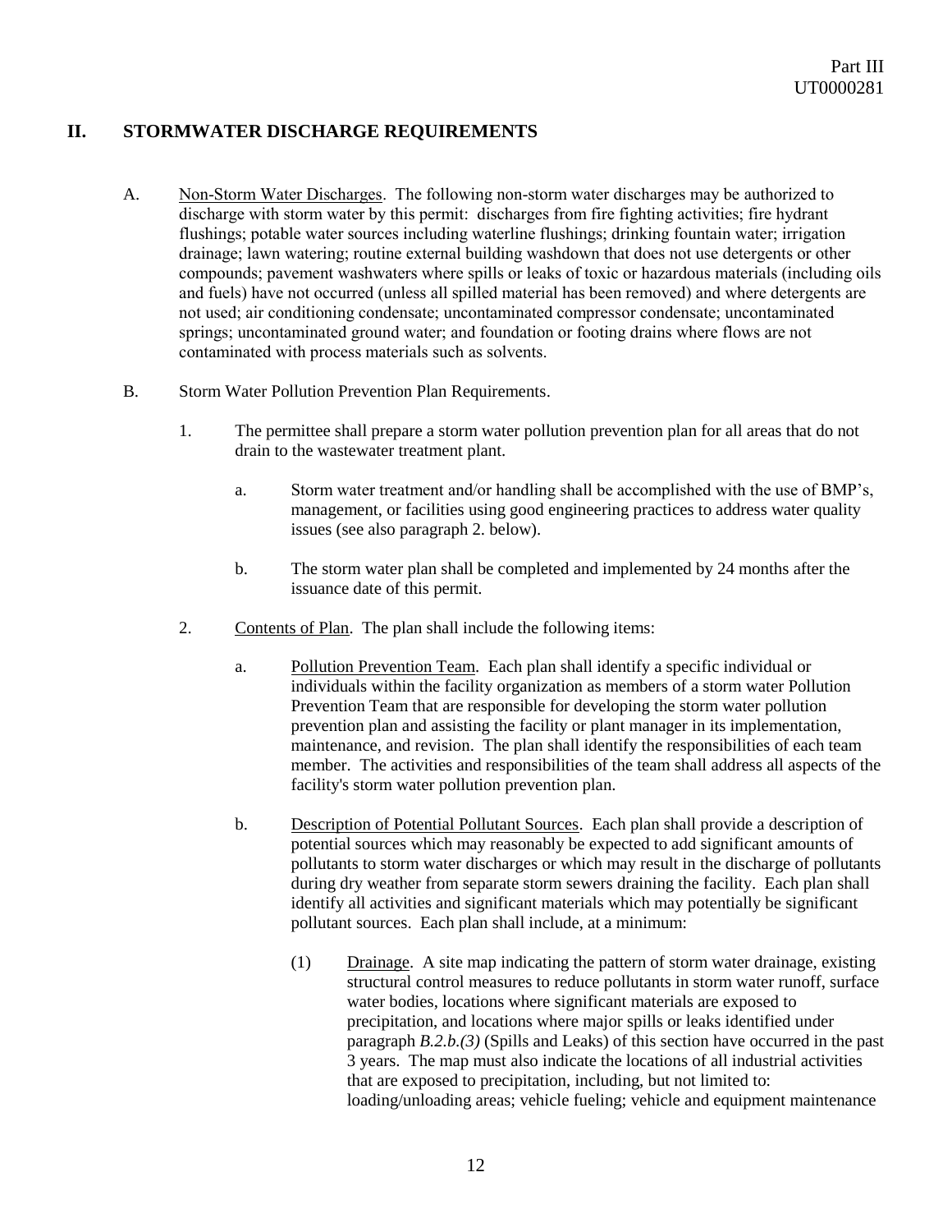## II. STORMWATER DISCHARGE REQUIREMENTS

A. Non-Storm Water Discharges. The following non-storm water discharges may be authorized to discharge with storm water by this permit: discharges from fire fighting activities; fire hydrant flushings; potable water sources including waterline flushings; drinking fountain water; irrigation drainage; lawn watering; routine external building washdown that does not use detergents or other compounds; pavement washwaters where spills or leaks of toxic or hazardous materials (including oils and fuels) have not occurred (unless all spilled material has been removed) and where detergents are not used; air conditioning condensate; uncontaminated compressor condensate; uncontaminated springs; uncontaminated ground water; and foundation or footing drains where flows are not contaminated with process materials such as solvents.

B. Storm Water Pollution Prevention Plan Requirements.

1. The permittee shall prepare a storm water pollution prevention plan for all areas that do not drain to the wastewater treatment plant.

   a. Storm water treatment and/or handling shall be accomplished with the use of BMP's, management, or facilities using good engineering practices to address water quality issues (see also paragraph 2. below).

   b. The storm water plan shall be completed and implemented by 24 months after the issuance date of this permit.

2. Contents of Plan. The plan shall include the following items:

   a. Pollution Prevention Team. Each plan shall identify a specific individual or individuals within the facility organization as members of a storm water Pollution Prevention Team that are responsible for developing the storm water pollution prevention plan and assisting the facility or plant manager in its implementation, maintenance, and revision. The plan shall identify the responsibilities of each team member. The activities and responsibilities of the team shall address all aspects of the facility's storm water pollution prevention plan.

   b. Description of Potential Pollutant Sources. Each plan shall provide a description of potential sources which may reasonably be expected to add significant amounts of pollutants to storm water discharges or which may result in the discharge of pollutants during dry weather from separate storm sewers draining the facility. Each plan shall identify all activities and significant materials which may potentially be significant pollutant sources. Each plan shall include, at a minimum:

      (1) Drainage. A site map indicating the pattern of storm water drainage, existing structural control measures to reduce pollutants in storm water runoff, surface water bodies, locations where significant materials are exposed to precipitation, and locations where major spills or leaks identified under paragraph *B.2.b.(3)* (Spills and Leaks) of this section have occurred in the past 3 years. The map must also indicate the locations of all industrial activities that are exposed to precipitation, including, but not limited to: loading/unloading areas; vehicle fueling; vehicle and equipment maintenance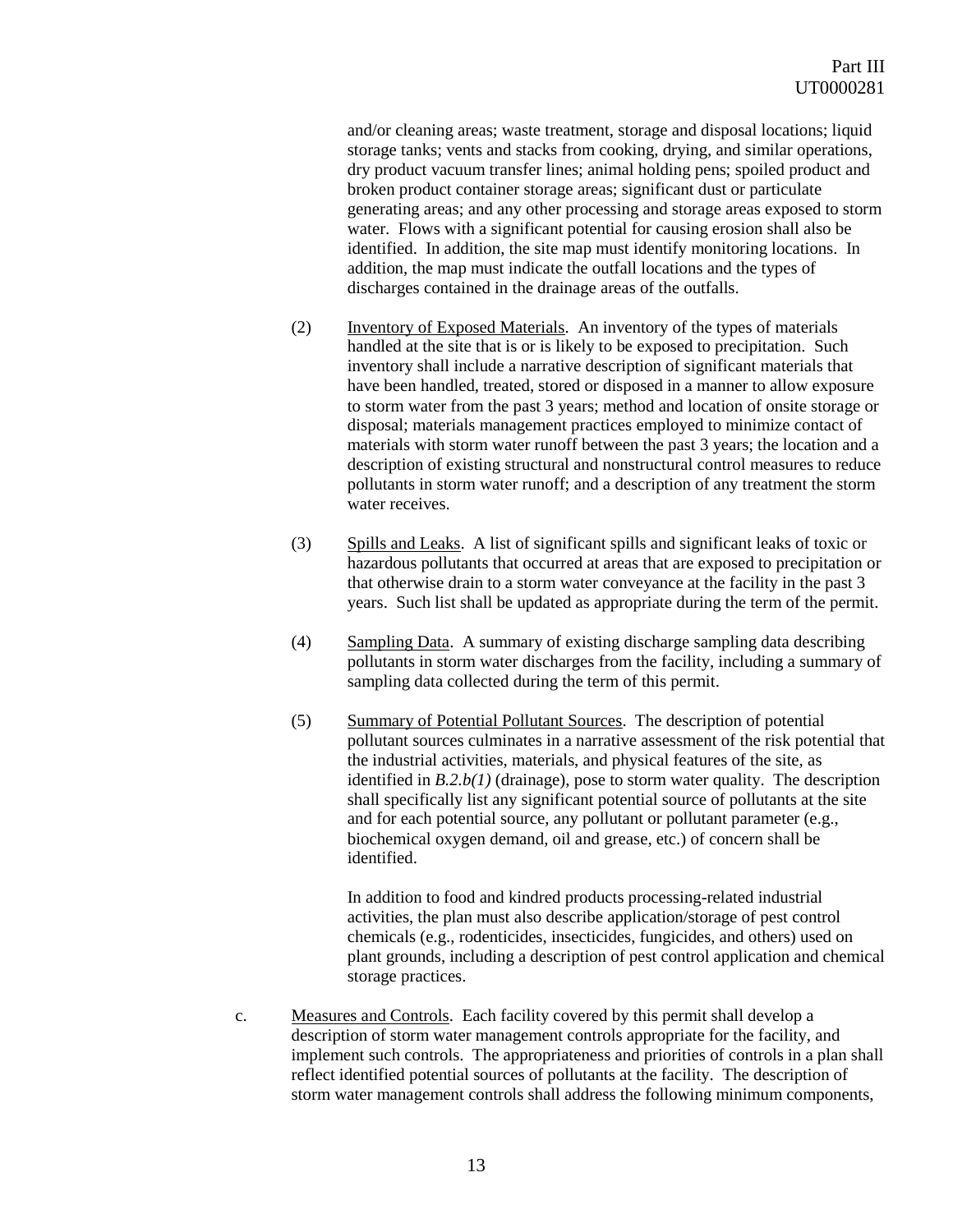and/or cleaning areas; waste treatment, storage and disposal locations; liquid storage tanks; vents and stacks from cooking, drying, and similar operations, dry product vacuum transfer lines; animal holding pens; spoiled product and broken product container storage areas; significant dust or particulate generating areas; and any other processing and storage areas exposed to storm water. Flows with a significant potential for causing erosion shall also be identified. In addition, the site map must identify monitoring locations. In addition, the map must indicate the outfall locations and the types of discharges contained in the drainage areas of the outfalls.

(2) Inventory of Exposed Materials. An inventory of the types of materials handled at the site that is or is likely to be exposed to precipitation. Such inventory shall include a narrative description of significant materials that have been handled, treated, stored or disposed in a manner to allow exposure to storm water from the past 3 years; method and location of onsite storage or disposal; materials management practices employed to minimize contact of materials with storm water runoff between the past 3 years; the location and a description of existing structural and nonstructural control measures to reduce pollutants in storm water runoff; and a description of any treatment the storm water receives.

(3) Spills and Leaks. A list of significant spills and significant leaks of toxic or hazardous pollutants that occurred at areas that are exposed to precipitation or that otherwise drain to a storm water conveyance at the facility in the past 3 years. Such list shall be updated as appropriate during the term of the permit.

(4) Sampling Data. A summary of existing discharge sampling data describing pollutants in storm water discharges from the facility, including a summary of sampling data collected during the term of this permit.

(5) Summary of Potential Pollutant Sources. The description of potential pollutant sources culminates in a narrative assessment of the risk potential that the industrial activities, materials, and physical features of the site, as identified in *B.2.b(1)* (drainage), pose to storm water quality. The description shall specifically list any significant potential source of pollutants at the site and for each potential source, any pollutant or pollutant parameter (e.g., biochemical oxygen demand, oil and grease, etc.) of concern shall be identified.

In addition to food and kindred products processing-related industrial activities, the plan must also describe application/storage of pest control chemicals (e.g., rodenticides, insecticides, fungicides, and others) used on plant grounds, including a description of pest control application and chemical storage practices.

c. Measures and Controls. Each facility covered by this permit shall develop a description of storm water management controls appropriate for the facility, and implement such controls. The appropriateness and priorities of controls in a plan shall reflect identified potential sources of pollutants at the facility. The description of storm water management controls shall address the following minimum components,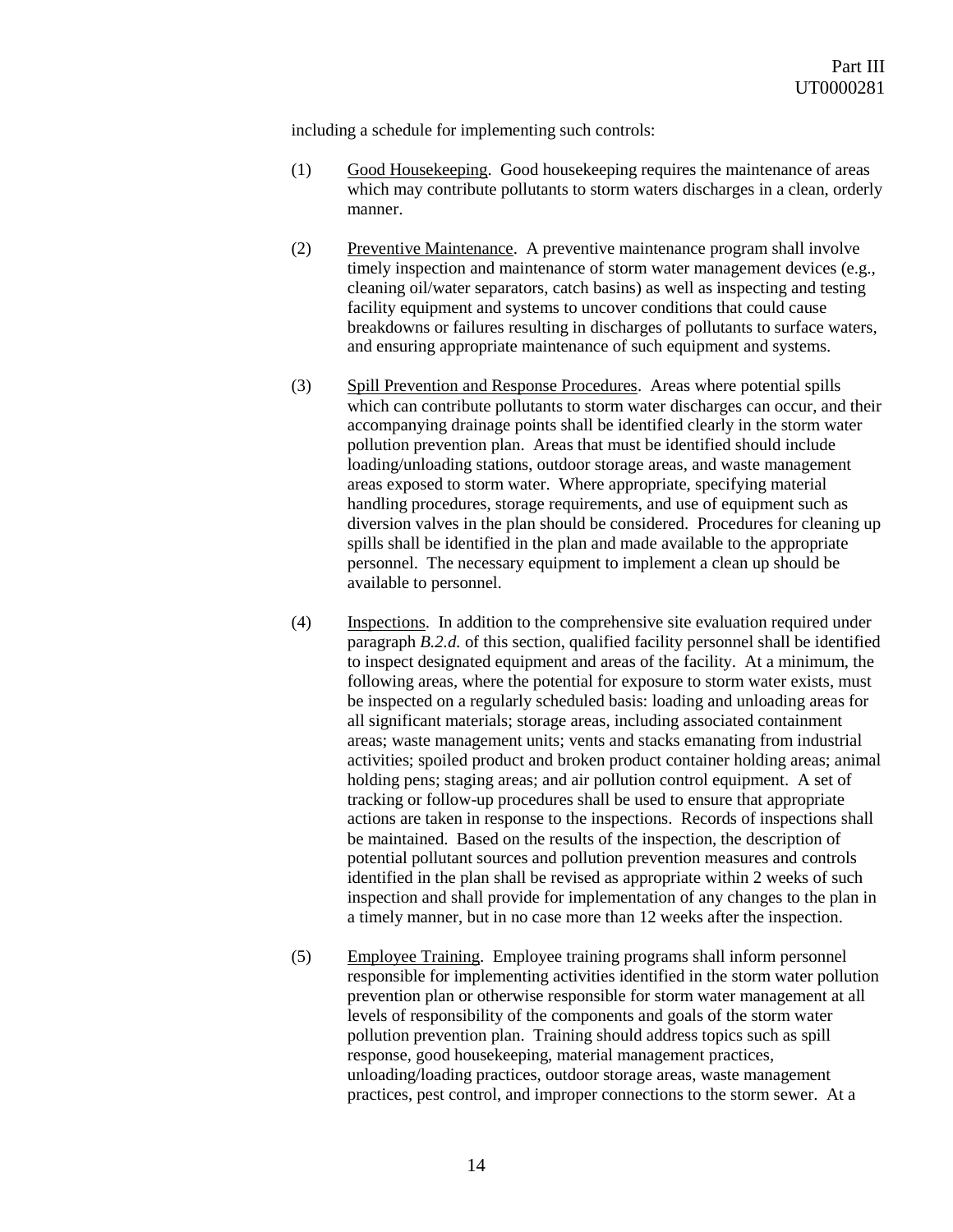including a schedule for implementing such controls:

(1) Good Housekeeping. Good housekeeping requires the maintenance of areas which may contribute pollutants to storm waters discharges in a clean, orderly manner.

(2) Preventive Maintenance. A preventive maintenance program shall involve timely inspection and maintenance of storm water management devices (e.g., cleaning oil/water separators, catch basins) as well as inspecting and testing facility equipment and systems to uncover conditions that could cause breakdowns or failures resulting in discharges of pollutants to surface waters, and ensuring appropriate maintenance of such equipment and systems.

(3) Spill Prevention and Response Procedures. Areas where potential spills which can contribute pollutants to storm water discharges can occur, and their accompanying drainage points shall be identified clearly in the storm water pollution prevention plan. Areas that must be identified should include loading/unloading stations, outdoor storage areas, and waste management areas exposed to storm water. Where appropriate, specifying material handling procedures, storage requirements, and use of equipment such as diversion valves in the plan should be considered. Procedures for cleaning up spills shall be identified in the plan and made available to the appropriate personnel. The necessary equipment to implement a clean up should be available to personnel.

(4) Inspections. In addition to the comprehensive site evaluation required under paragraph *B.2.d.* of this section, qualified facility personnel shall be identified to inspect designated equipment and areas of the facility. At a minimum, the following areas, where the potential for exposure to storm water exists, must be inspected on a regularly scheduled basis: loading and unloading areas for all significant materials; storage areas, including associated containment areas; waste management units; vents and stacks emanating from industrial activities; spoiled product and broken product container holding areas; animal holding pens; staging areas; and air pollution control equipment. A set of tracking or follow-up procedures shall be used to ensure that appropriate actions are taken in response to the inspections. Records of inspections shall be maintained. Based on the results of the inspection, the description of potential pollutant sources and pollution prevention measures and controls identified in the plan shall be revised as appropriate within 2 weeks of such inspection and shall provide for implementation of any changes to the plan in a timely manner, but in no case more than 12 weeks after the inspection.

(5) Employee Training. Employee training programs shall inform personnel responsible for implementing activities identified in the storm water pollution prevention plan or otherwise responsible for storm water management at all levels of responsibility of the components and goals of the storm water pollution prevention plan. Training should address topics such as spill response, good housekeeping, material management practices, unloading/loading practices, outdoor storage areas, waste management practices, pest control, and improper connections to the storm sewer. At a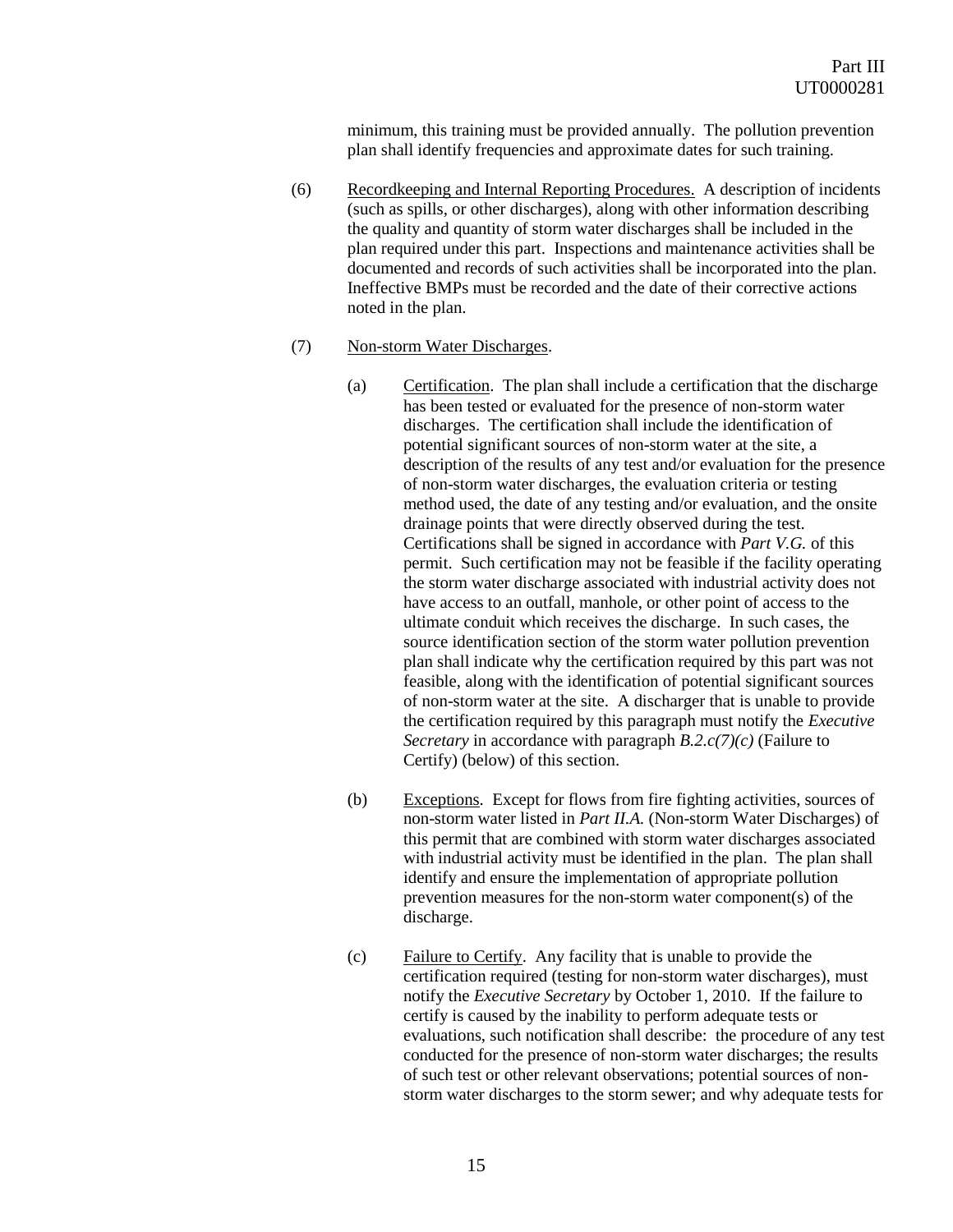minimum, this training must be provided annually. The pollution prevention plan shall identify frequencies and approximate dates for such training.

(6) Recordkeeping and Internal Reporting Procedures. A description of incidents (such as spills, or other discharges), along with other information describing the quality and quantity of storm water discharges shall be included in the plan required under this part. Inspections and maintenance activities shall be documented and records of such activities shall be incorporated into the plan. Ineffective BMPs must be recorded and the date of their corrective actions noted in the plan.

(7) Non-storm Water Discharges.

(a) Certification. The plan shall include a certification that the discharge has been tested or evaluated for the presence of non-storm water discharges. The certification shall include the identification of potential significant sources of non-storm water at the site, a description of the results of any test and/or evaluation for the presence of non-storm water discharges, the evaluation criteria or testing method used, the date of any testing and/or evaluation, and the onsite drainage points that were directly observed during the test. Certifications shall be signed in accordance with *Part V.G.* of this permit. Such certification may not be feasible if the facility operating the storm water discharge associated with industrial activity does not have access to an outfall, manhole, or other point of access to the ultimate conduit which receives the discharge. In such cases, the source identification section of the storm water pollution prevention plan shall indicate why the certification required by this part was not feasible, along with the identification of potential significant sources of non-storm water at the site. A discharger that is unable to provide the certification required by this paragraph must notify the *Executive Secretary* in accordance with paragraph *B.2.c(7)(c)* (Failure to Certify) (below) of this section.

(b) Exceptions. Except for flows from fire fighting activities, sources of non-storm water listed in *Part II.A.* (Non-storm Water Discharges) of this permit that are combined with storm water discharges associated with industrial activity must be identified in the plan. The plan shall identify and ensure the implementation of appropriate pollution prevention measures for the non-storm water component(s) of the discharge.

(c) Failure to Certify. Any facility that is unable to provide the certification required (testing for non-storm water discharges), must notify the *Executive Secretary* by October 1, 2010. If the failure to certify is caused by the inability to perform adequate tests or evaluations, such notification shall describe: the procedure of any test conducted for the presence of non-storm water discharges; the results of such test or other relevant observations; potential sources of non-storm water discharges to the storm sewer; and why adequate tests for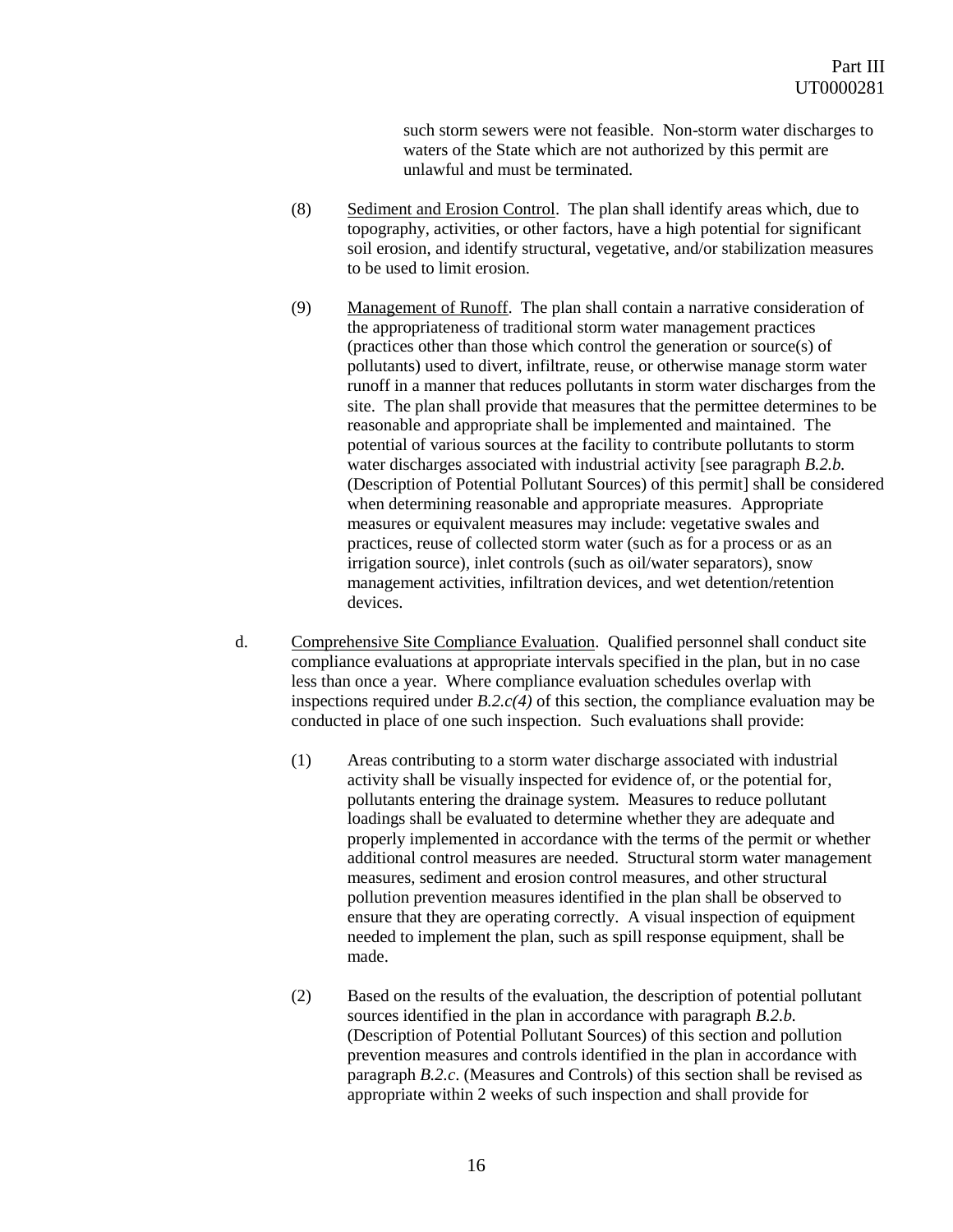such storm sewers were not feasible. Non-storm water discharges to waters of the State which are not authorized by this permit are unlawful and must be terminated.

(8) Sediment and Erosion Control. The plan shall identify areas which, due to topography, activities, or other factors, have a high potential for significant soil erosion, and identify structural, vegetative, and/or stabilization measures to be used to limit erosion.

(9) Management of Runoff. The plan shall contain a narrative consideration of the appropriateness of traditional storm water management practices (practices other than those which control the generation or source(s) of pollutants) used to divert, infiltrate, reuse, or otherwise manage storm water runoff in a manner that reduces pollutants in storm water discharges from the site. The plan shall provide that measures that the permittee determines to be reasonable and appropriate shall be implemented and maintained. The potential of various sources at the facility to contribute pollutants to storm water discharges associated with industrial activity [see paragraph *B.2.b.* (Description of Potential Pollutant Sources) of this permit] shall be considered when determining reasonable and appropriate measures. Appropriate measures or equivalent measures may include: vegetative swales and practices, reuse of collected storm water (such as for a process or as an irrigation source), inlet controls (such as oil/water separators), snow management activities, infiltration devices, and wet detention/retention devices.

d. Comprehensive Site Compliance Evaluation. Qualified personnel shall conduct site compliance evaluations at appropriate intervals specified in the plan, but in no case less than once a year. Where compliance evaluation schedules overlap with inspections required under *B.2.c(4)* of this section, the compliance evaluation may be conducted in place of one such inspection. Such evaluations shall provide:

(1) Areas contributing to a storm water discharge associated with industrial activity shall be visually inspected for evidence of, or the potential for, pollutants entering the drainage system. Measures to reduce pollutant loadings shall be evaluated to determine whether they are adequate and properly implemented in accordance with the terms of the permit or whether additional control measures are needed. Structural storm water management measures, sediment and erosion control measures, and other structural pollution prevention measures identified in the plan shall be observed to ensure that they are operating correctly. A visual inspection of equipment needed to implement the plan, such as spill response equipment, shall be made.

(2) Based on the results of the evaluation, the description of potential pollutant sources identified in the plan in accordance with paragraph *B.2.b.* (Description of Potential Pollutant Sources) of this section and pollution prevention measures and controls identified in the plan in accordance with paragraph *B.2.c*. (Measures and Controls) of this section shall be revised as appropriate within 2 weeks of such inspection and shall provide for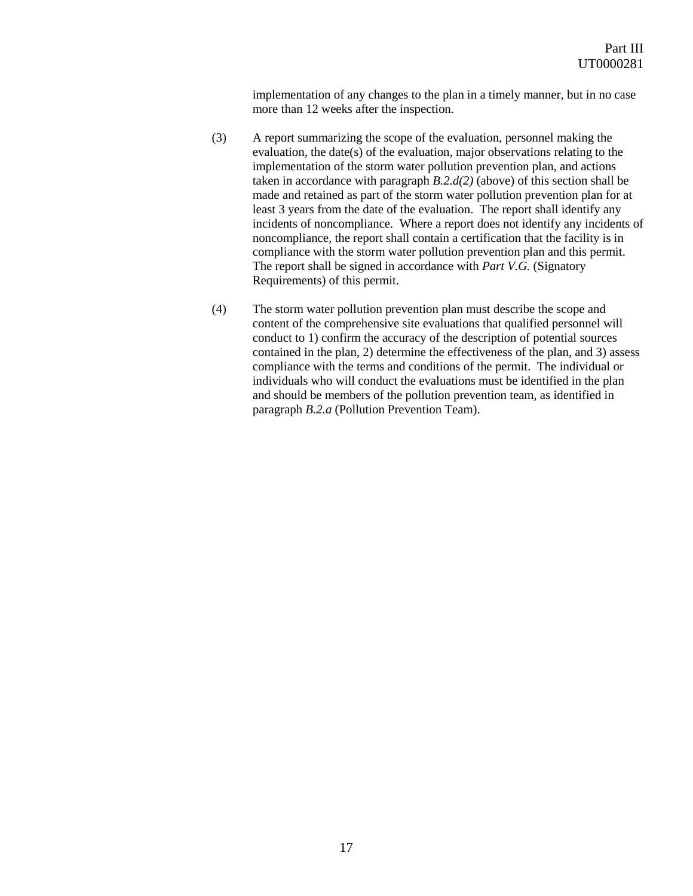implementation of any changes to the plan in a timely manner, but in no case more than 12 weeks after the inspection.

(3) A report summarizing the scope of the evaluation, personnel making the evaluation, the date(s) of the evaluation, major observations relating to the implementation of the storm water pollution prevention plan, and actions taken in accordance with paragraph *B.2.d(2)* (above) of this section shall be made and retained as part of the storm water pollution prevention plan for at least 3 years from the date of the evaluation. The report shall identify any incidents of noncompliance. Where a report does not identify any incidents of noncompliance, the report shall contain a certification that the facility is in compliance with the storm water pollution prevention plan and this permit. The report shall be signed in accordance with *Part V.G.* (Signatory Requirements) of this permit.

(4) The storm water pollution prevention plan must describe the scope and content of the comprehensive site evaluations that qualified personnel will conduct to 1) confirm the accuracy of the description of potential sources contained in the plan, 2) determine the effectiveness of the plan, and 3) assess compliance with the terms and conditions of the permit. The individual or individuals who will conduct the evaluations must be identified in the plan and should be members of the pollution prevention team, as identified in paragraph *B.2.a* (Pollution Prevention Team).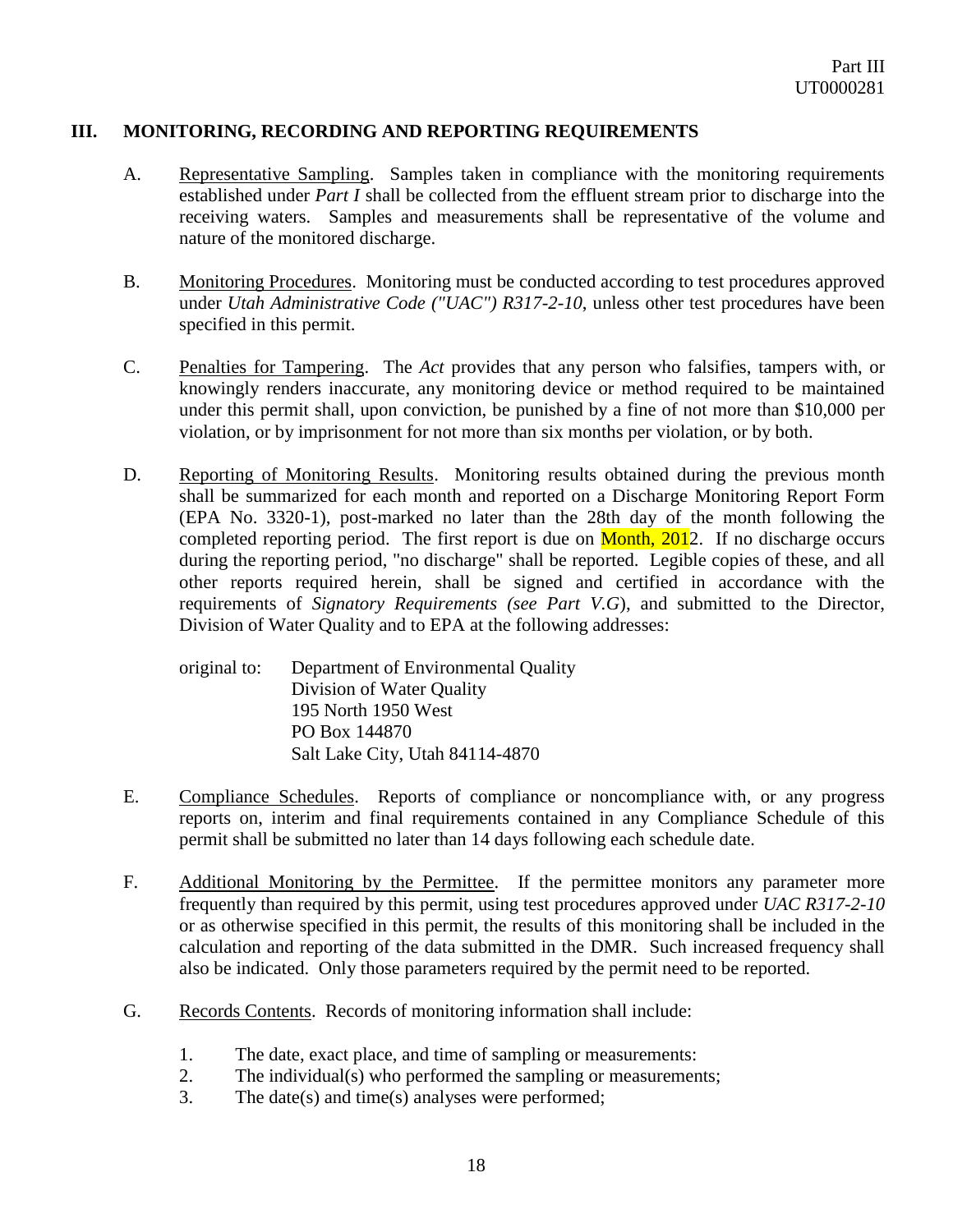## III. MONITORING, RECORDING AND REPORTING REQUIREMENTS

A. Representative Sampling. Samples taken in compliance with the monitoring requirements established under *Part I* shall be collected from the effluent stream prior to discharge into the receiving waters. Samples and measurements shall be representative of the volume and nature of the monitored discharge.

B. Monitoring Procedures. Monitoring must be conducted according to test procedures approved under *Utah Administrative Code ("UAC") R317-2-10*, unless other test procedures have been specified in this permit.

C. Penalties for Tampering. The *Act* provides that any person who falsifies, tampers with, or knowingly renders inaccurate, any monitoring device or method required to be maintained under this permit shall, upon conviction, be punished by a fine of not more than $10,000 per violation, or by imprisonment for not more than six months per violation, or by both.

D. Reporting of Monitoring Results. Monitoring results obtained during the previous month shall be summarized for each month and reported on a Discharge Monitoring Report Form (EPA No. 3320-1), post-marked no later than the 28th day of the month following the completed reporting period. The first report is due on Month, 2012. If no discharge occurs during the reporting period, "no discharge" shall be reported. Legible copies of these, and all other reports required herein, shall be signed and certified in accordance with the requirements of *Signatory Requirements (see Part V.G)*, and submitted to the Director, Division of Water Quality and to EPA at the following addresses:

original to: Department of Environmental Quality
Division of Water Quality
195 North 1950 West
PO Box 144870
Salt Lake City, Utah 84114-4870

E. Compliance Schedules. Reports of compliance or noncompliance with, or any progress reports on, interim and final requirements contained in any Compliance Schedule of this permit shall be submitted no later than 14 days following each schedule date.

F. Additional Monitoring by the Permittee. If the permittee monitors any parameter more frequently than required by this permit, using test procedures approved under *UAC R317-2-10* or as otherwise specified in this permit, the results of this monitoring shall be included in the calculation and reporting of the data submitted in the DMR. Such increased frequency shall also be indicated. Only those parameters required by the permit need to be reported.

G. Records Contents. Records of monitoring information shall include:

1. The date, exact place, and time of sampling or measurements:
2. The individual(s) who performed the sampling or measurements;
3. The date(s) and time(s) analyses were performed;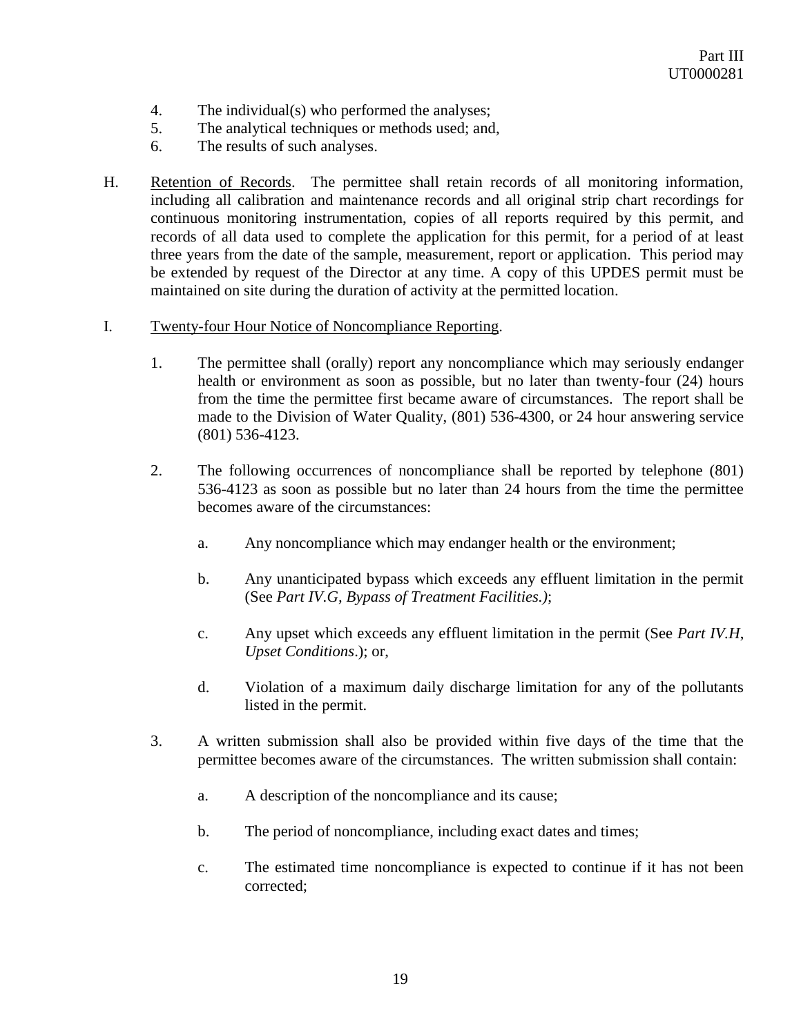4. The individual(s) who performed the analyses;
5. The analytical techniques or methods used; and,
6. The results of such analyses.

H. Retention of Records. The permittee shall retain records of all monitoring information, including all calibration and maintenance records and all original strip chart recordings for continuous monitoring instrumentation, copies of all reports required by this permit, and records of all data used to complete the application for this permit, for a period of at least three years from the date of the sample, measurement, report or application. This period may be extended by request of the Director at any time. A copy of this UPDES permit must be maintained on site during the duration of activity at the permitted location.

I. Twenty-four Hour Notice of Noncompliance Reporting.

1. The permittee shall (orally) report any noncompliance which may seriously endanger health or environment as soon as possible, but no later than twenty-four (24) hours from the time the permittee first became aware of circumstances. The report shall be made to the Division of Water Quality, (801) 536-4300, or 24 hour answering service (801) 536-4123.

2. The following occurrences of noncompliance shall be reported by telephone (801) 536-4123 as soon as possible but no later than 24 hours from the time the permittee becomes aware of the circumstances:

   a. Any noncompliance which may endanger health or the environment;

   b. Any unanticipated bypass which exceeds any effluent limitation in the permit (See *Part IV.G, Bypass of Treatment Facilities.)*;

   c. Any upset which exceeds any effluent limitation in the permit (See *Part IV.H, Upset Conditions*.); or,

   d. Violation of a maximum daily discharge limitation for any of the pollutants listed in the permit.

3. A written submission shall also be provided within five days of the time that the permittee becomes aware of the circumstances. The written submission shall contain:

   a. A description of the noncompliance and its cause;

   b. The period of noncompliance, including exact dates and times;

   c. The estimated time noncompliance is expected to continue if it has not been corrected;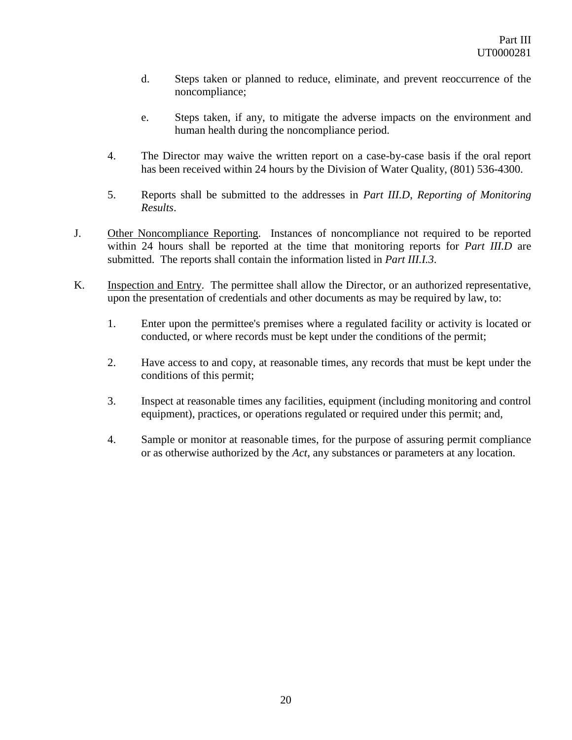d. Steps taken or planned to reduce, eliminate, and prevent reoccurrence of the noncompliance;

e. Steps taken, if any, to mitigate the adverse impacts on the environment and human health during the noncompliance period.

4. The Director may waive the written report on a case-by-case basis if the oral report has been received within 24 hours by the Division of Water Quality, (801) 536-4300.

5. Reports shall be submitted to the addresses in *Part III.D, Reporting of Monitoring Results*.

J. <u>Other Noncompliance Reporting</u>. Instances of noncompliance not required to be reported within 24 hours shall be reported at the time that monitoring reports for *Part III.D* are submitted. The reports shall contain the information listed in *Part III.I.3*.

K. <u>Inspection and Entry</u>. The permittee shall allow the Director, or an authorized representative, upon the presentation of credentials and other documents as may be required by law, to:

1. Enter upon the permittee's premises where a regulated facility or activity is located or conducted, or where records must be kept under the conditions of the permit;

2. Have access to and copy, at reasonable times, any records that must be kept under the conditions of this permit;

3. Inspect at reasonable times any facilities, equipment (including monitoring and control equipment), practices, or operations regulated or required under this permit; and,

4. Sample or monitor at reasonable times, for the purpose of assuring permit compliance or as otherwise authorized by the *Act*, any substances or parameters at any location.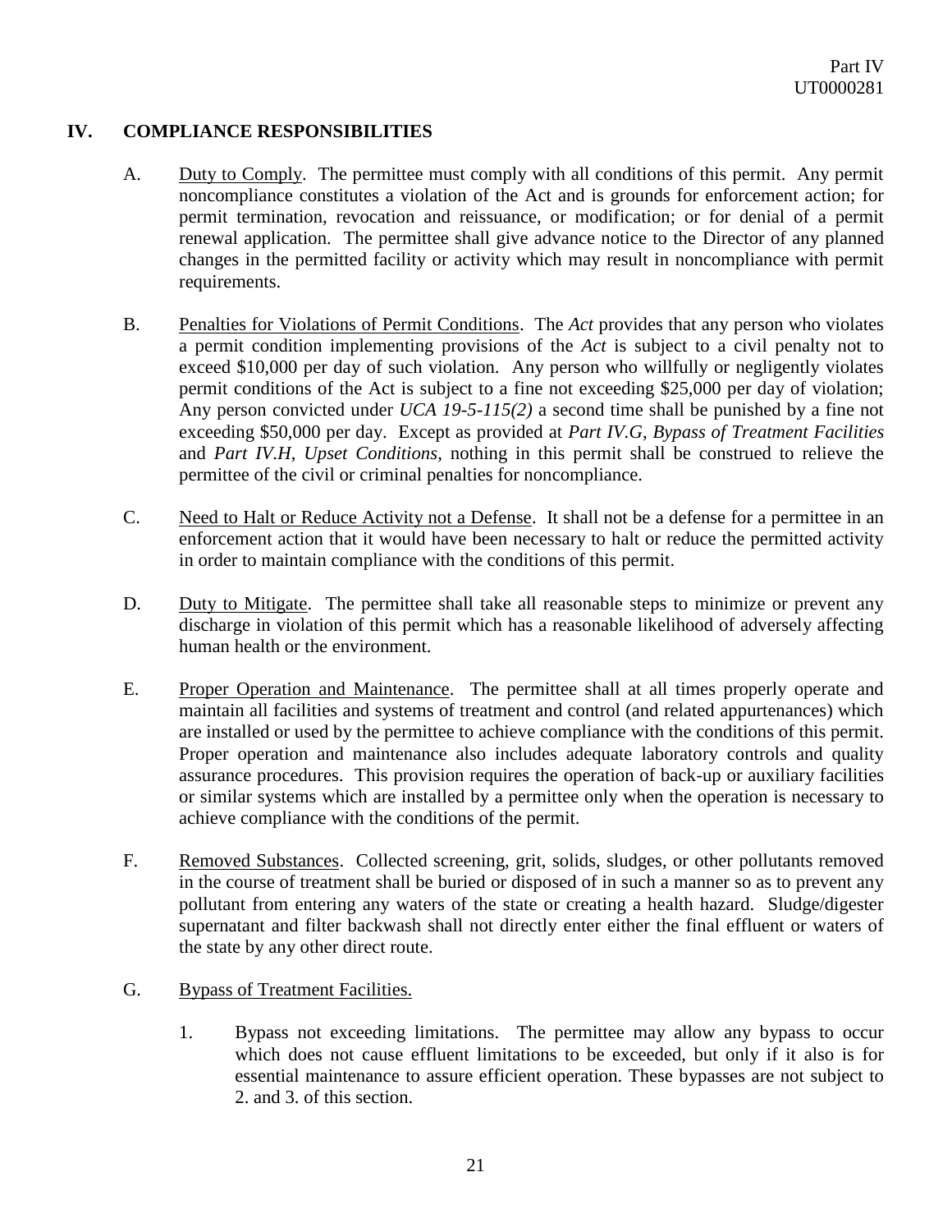## IV. COMPLIANCE RESPONSIBILITIES

A. Duty to Comply. The permittee must comply with all conditions of this permit. Any permit noncompliance constitutes a violation of the Act and is grounds for enforcement action; for permit termination, revocation and reissuance, or modification; or for denial of a permit renewal application. The permittee shall give advance notice to the Director of any planned changes in the permitted facility or activity which may result in noncompliance with permit requirements.

B. Penalties for Violations of Permit Conditions. The *Act* provides that any person who violates a permit condition implementing provisions of the *Act* is subject to a civil penalty not to exceed $10,000 per day of such violation. Any person who willfully or negligently violates permit conditions of the Act is subject to a fine not exceeding $25,000 per day of violation; Any person convicted under *UCA 19-5-115(2)* a second time shall be punished by a fine not exceeding $50,000 per day. Except as provided at *Part IV.G*, *Bypass of Treatment Facilities* and *Part IV.H*, *Upset Conditions*, nothing in this permit shall be construed to relieve the permittee of the civil or criminal penalties for noncompliance.

C. Need to Halt or Reduce Activity not a Defense. It shall not be a defense for a permittee in an enforcement action that it would have been necessary to halt or reduce the permitted activity in order to maintain compliance with the conditions of this permit.

D. Duty to Mitigate. The permittee shall take all reasonable steps to minimize or prevent any discharge in violation of this permit which has a reasonable likelihood of adversely affecting human health or the environment.

E. Proper Operation and Maintenance. The permittee shall at all times properly operate and maintain all facilities and systems of treatment and control (and related appurtenances) which are installed or used by the permittee to achieve compliance with the conditions of this permit. Proper operation and maintenance also includes adequate laboratory controls and quality assurance procedures. This provision requires the operation of back-up or auxiliary facilities or similar systems which are installed by a permittee only when the operation is necessary to achieve compliance with the conditions of the permit.

F. Removed Substances. Collected screening, grit, solids, sludges, or other pollutants removed in the course of treatment shall be buried or disposed of in such a manner so as to prevent any pollutant from entering any waters of the state or creating a health hazard. Sludge/digester supernatant and filter backwash shall not directly enter either the final effluent or waters of the state by any other direct route.

G. Bypass of Treatment Facilities.

1. Bypass not exceeding limitations. The permittee may allow any bypass to occur which does not cause effluent limitations to be exceeded, but only if it also is for essential maintenance to assure efficient operation. These bypasses are not subject to 2. and 3. of this section.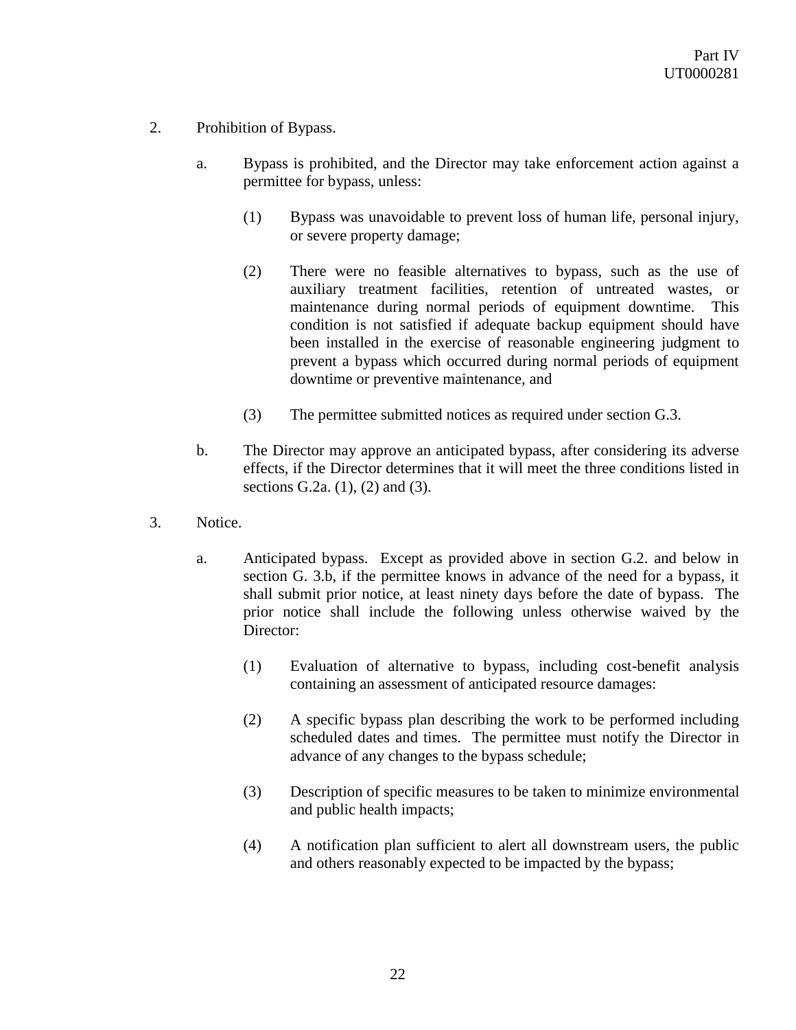2. Prohibition of Bypass.

   a. Bypass is prohibited, and the Director may take enforcement action against a permittee for bypass, unless:

      (1) Bypass was unavoidable to prevent loss of human life, personal injury, or severe property damage;

      (2) There were no feasible alternatives to bypass, such as the use of auxiliary treatment facilities, retention of untreated wastes, or maintenance during normal periods of equipment downtime. This condition is not satisfied if adequate backup equipment should have been installed in the exercise of reasonable engineering judgment to prevent a bypass which occurred during normal periods of equipment downtime or preventive maintenance, and

      (3) The permittee submitted notices as required under section G.3.

   b. The Director may approve an anticipated bypass, after considering its adverse effects, if the Director determines that it will meet the three conditions listed in sections G.2a. (1), (2) and (3).

3. Notice.

   a. Anticipated bypass. Except as provided above in section G.2. and below in section G. 3.b, if the permittee knows in advance of the need for a bypass, it shall submit prior notice, at least ninety days before the date of bypass. The prior notice shall include the following unless otherwise waived by the Director:

      (1) Evaluation of alternative to bypass, including cost-benefit analysis containing an assessment of anticipated resource damages:

      (2) A specific bypass plan describing the work to be performed including scheduled dates and times. The permittee must notify the Director in advance of any changes to the bypass schedule;

      (3) Description of specific measures to be taken to minimize environmental and public health impacts;

      (4) A notification plan sufficient to alert all downstream users, the public and others reasonably expected to be impacted by the bypass;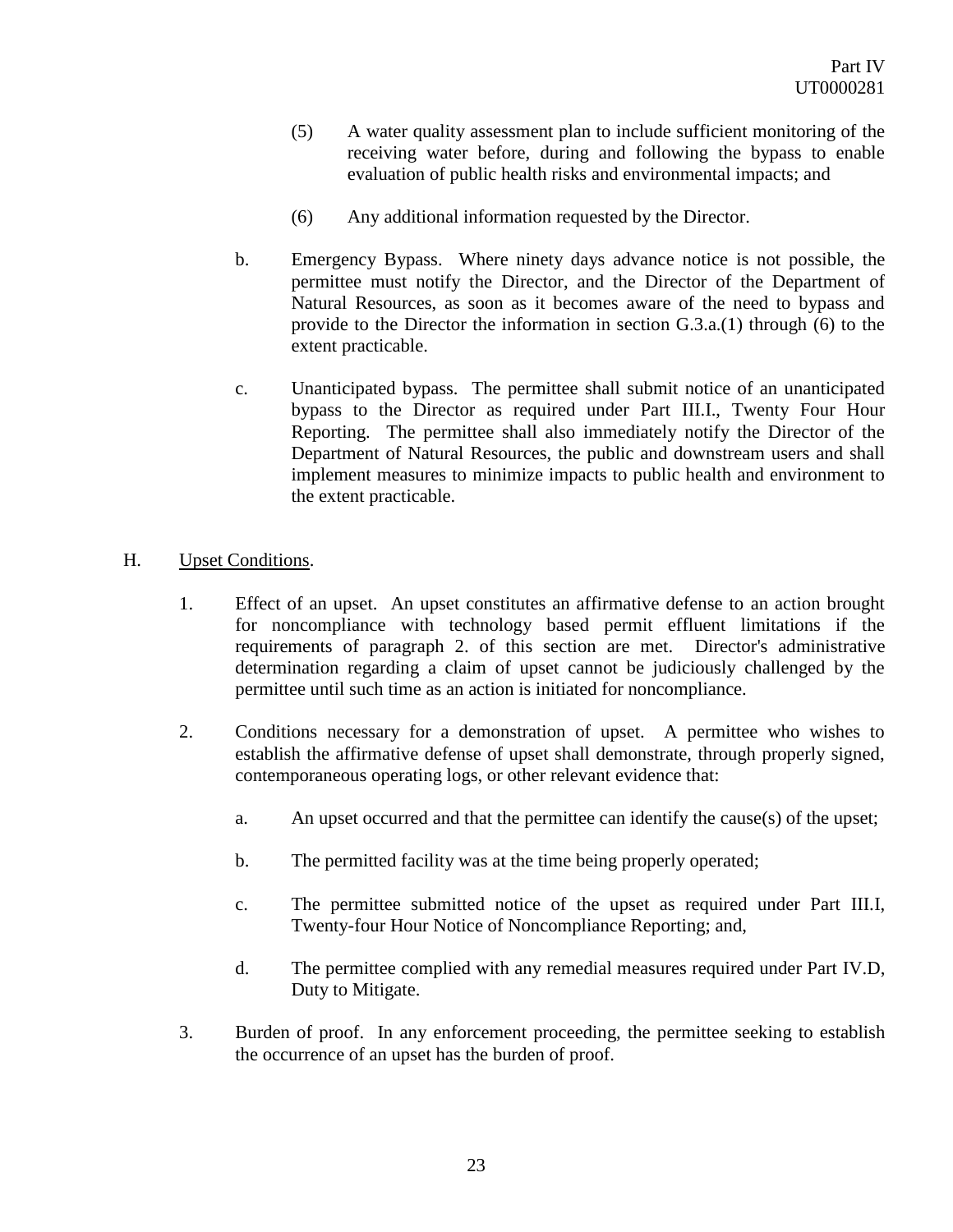(5) A water quality assessment plan to include sufficient monitoring of the receiving water before, during and following the bypass to enable evaluation of public health risks and environmental impacts; and

(6) Any additional information requested by the Director.

b. Emergency Bypass. Where ninety days advance notice is not possible, the permittee must notify the Director, and the Director of the Department of Natural Resources, as soon as it becomes aware of the need to bypass and provide to the Director the information in section G.3.a.(1) through (6) to the extent practicable.

c. Unanticipated bypass. The permittee shall submit notice of an unanticipated bypass to the Director as required under Part III.I., Twenty Four Hour Reporting. The permittee shall also immediately notify the Director of the Department of Natural Resources, the public and downstream users and shall implement measures to minimize impacts to public health and environment to the extent practicable.

H. Upset Conditions.

1. Effect of an upset. An upset constitutes an affirmative defense to an action brought for noncompliance with technology based permit effluent limitations if the requirements of paragraph 2. of this section are met. Director's administrative determination regarding a claim of upset cannot be judiciously challenged by the permittee until such time as an action is initiated for noncompliance.

2. Conditions necessary for a demonstration of upset. A permittee who wishes to establish the affirmative defense of upset shall demonstrate, through properly signed, contemporaneous operating logs, or other relevant evidence that:

   a. An upset occurred and that the permittee can identify the cause(s) of the upset;

   b. The permitted facility was at the time being properly operated;

   c. The permittee submitted notice of the upset as required under Part III.I, Twenty-four Hour Notice of Noncompliance Reporting; and,

   d. The permittee complied with any remedial measures required under Part IV.D, Duty to Mitigate.

3. Burden of proof. In any enforcement proceeding, the permittee seeking to establish the occurrence of an upset has the burden of proof.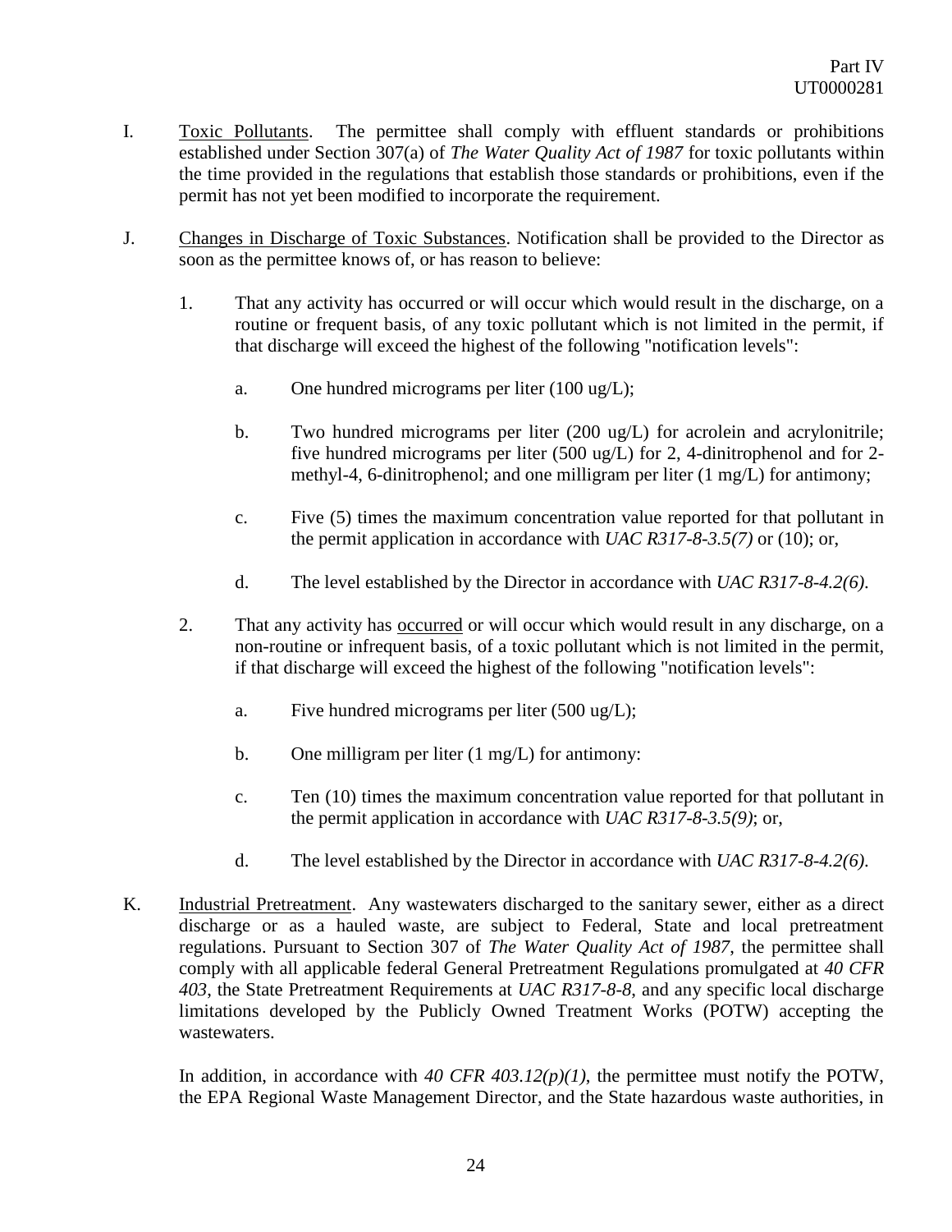I. Toxic Pollutants. The permittee shall comply with effluent standards or prohibitions established under Section 307(a) of *The Water Quality Act of 1987* for toxic pollutants within the time provided in the regulations that establish those standards or prohibitions, even if the permit has not yet been modified to incorporate the requirement.

J. Changes in Discharge of Toxic Substances. Notification shall be provided to the Director as soon as the permittee knows of, or has reason to believe:

1. That any activity has occurred or will occur which would result in the discharge, on a routine or frequent basis, of any toxic pollutant which is not limited in the permit, if that discharge will exceed the highest of the following "notification levels":

    a. One hundred micrograms per liter (100 ug/L);

    b. Two hundred micrograms per liter (200 ug/L) for acrolein and acrylonitrile; five hundred micrograms per liter (500 ug/L) for 2, 4-dinitrophenol and for 2-methyl-4, 6-dinitrophenol; and one milligram per liter (1 mg/L) for antimony;

    c. Five (5) times the maximum concentration value reported for that pollutant in the permit application in accordance with *UAC R317-8-3.5(7)* or (10); or,

    d. The level established by the Director in accordance with *UAC R317-8-4.2(6)*.

2. That any activity has occurred or will occur which would result in any discharge, on a non-routine or infrequent basis, of a toxic pollutant which is not limited in the permit, if that discharge will exceed the highest of the following "notification levels":

    a. Five hundred micrograms per liter (500 ug/L);

    b. One milligram per liter (1 mg/L) for antimony:

    c. Ten (10) times the maximum concentration value reported for that pollutant in the permit application in accordance with *UAC R317-8-3.5(9)*; or,

    d. The level established by the Director in accordance with *UAC R317-8-4.2(6)*.

K. Industrial Pretreatment. Any wastewaters discharged to the sanitary sewer, either as a direct discharge or as a hauled waste, are subject to Federal, State and local pretreatment regulations. Pursuant to Section 307 of *The Water Quality Act of 1987*, the permittee shall comply with all applicable federal General Pretreatment Regulations promulgated at *40 CFR 403*, the State Pretreatment Requirements at *UAC R317-8-8*, and any specific local discharge limitations developed by the Publicly Owned Treatment Works (POTW) accepting the wastewaters.

In addition, in accordance with *40 CFR 403.12(p)(1)*, the permittee must notify the POTW, the EPA Regional Waste Management Director, and the State hazardous waste authorities, in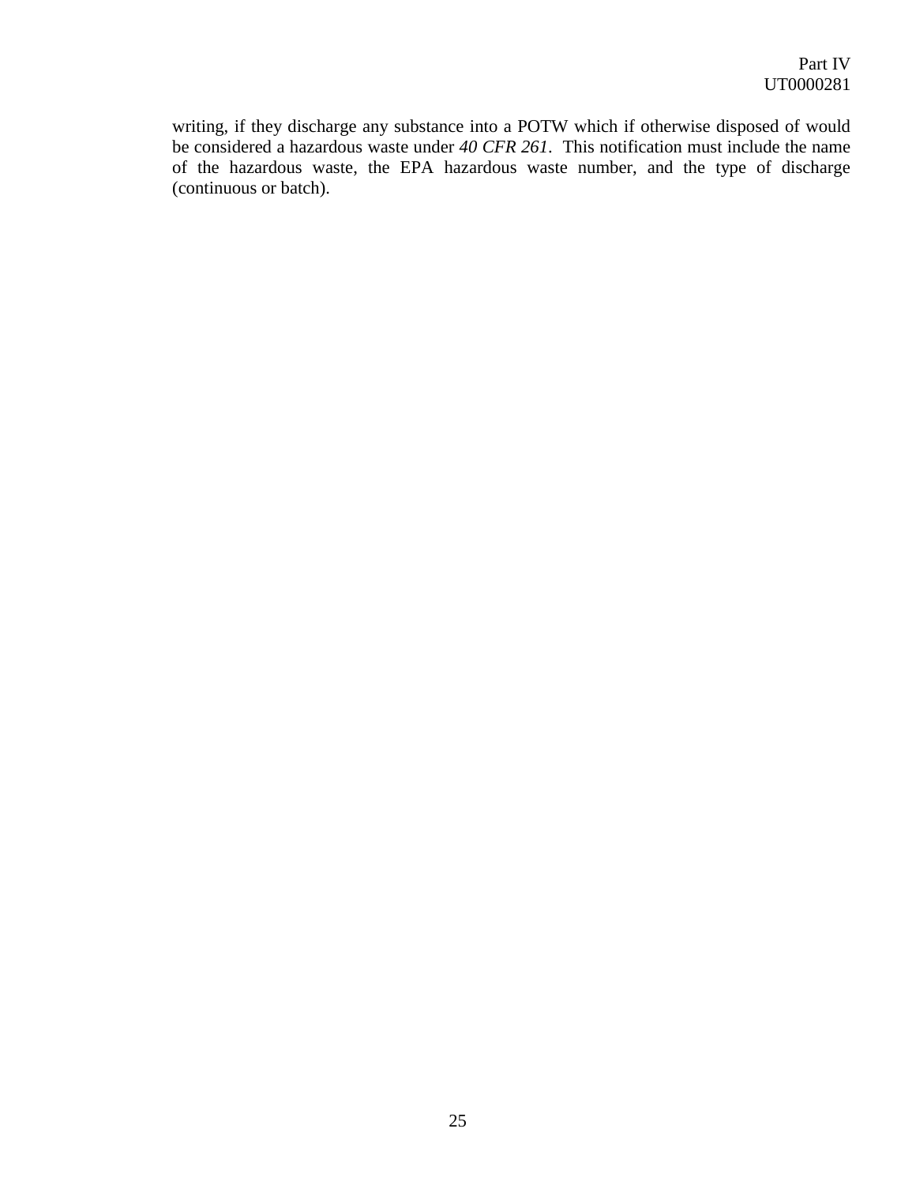writing, if they discharge any substance into a POTW which if otherwise disposed of would be considered a hazardous waste under *40 CFR 261*. This notification must include the name of the hazardous waste, the EPA hazardous waste number, and the type of discharge (continuous or batch).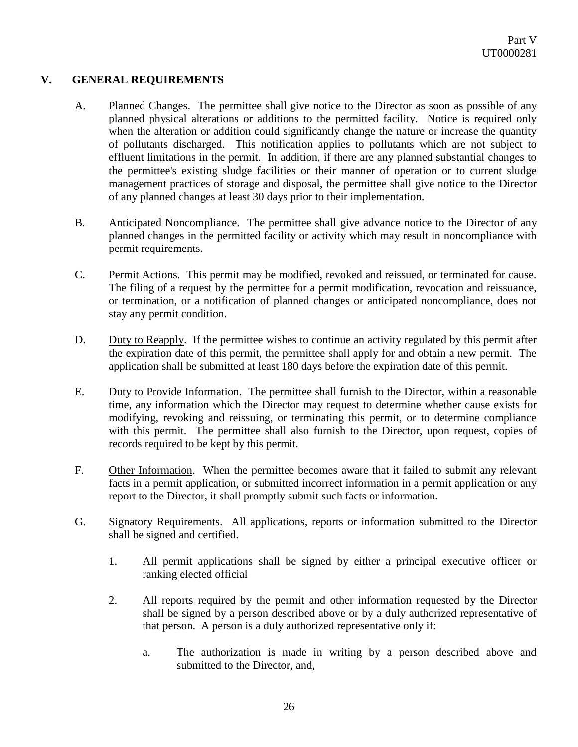## V. GENERAL REQUIREMENTS

A. Planned Changes. The permittee shall give notice to the Director as soon as possible of any planned physical alterations or additions to the permitted facility. Notice is required only when the alteration or addition could significantly change the nature or increase the quantity of pollutants discharged. This notification applies to pollutants which are not subject to effluent limitations in the permit. In addition, if there are any planned substantial changes to the permittee's existing sludge facilities or their manner of operation or to current sludge management practices of storage and disposal, the permittee shall give notice to the Director of any planned changes at least 30 days prior to their implementation.

B. Anticipated Noncompliance. The permittee shall give advance notice to the Director of any planned changes in the permitted facility or activity which may result in noncompliance with permit requirements.

C. Permit Actions. This permit may be modified, revoked and reissued, or terminated for cause. The filing of a request by the permittee for a permit modification, revocation and reissuance, or termination, or a notification of planned changes or anticipated noncompliance, does not stay any permit condition.

D. Duty to Reapply. If the permittee wishes to continue an activity regulated by this permit after the expiration date of this permit, the permittee shall apply for and obtain a new permit. The application shall be submitted at least 180 days before the expiration date of this permit.

E. Duty to Provide Information. The permittee shall furnish to the Director, within a reasonable time, any information which the Director may request to determine whether cause exists for modifying, revoking and reissuing, or terminating this permit, or to determine compliance with this permit. The permittee shall also furnish to the Director, upon request, copies of records required to be kept by this permit.

F. Other Information. When the permittee becomes aware that it failed to submit any relevant facts in a permit application, or submitted incorrect information in a permit application or any report to the Director, it shall promptly submit such facts or information.

G. Signatory Requirements. All applications, reports or information submitted to the Director shall be signed and certified.

1. All permit applications shall be signed by either a principal executive officer or ranking elected official

2. All reports required by the permit and other information requested by the Director shall be signed by a person described above or by a duly authorized representative of that person. A person is a duly authorized representative only if:

   a. The authorization is made in writing by a person described above and submitted to the Director, and,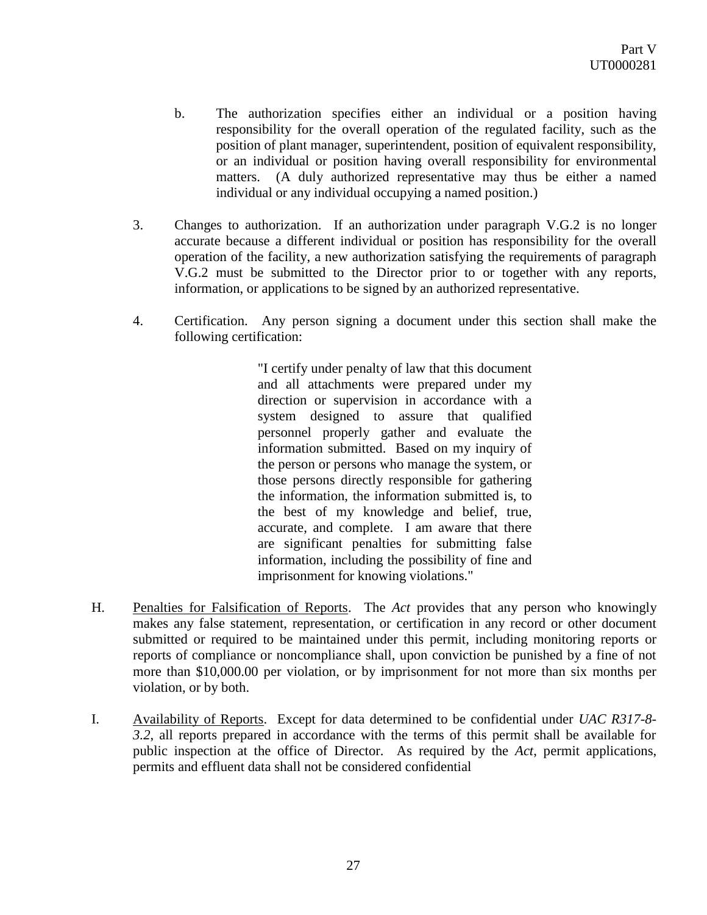b. The authorization specifies either an individual or a position having responsibility for the overall operation of the regulated facility, such as the position of plant manager, superintendent, position of equivalent responsibility, or an individual or position having overall responsibility for environmental matters. (A duly authorized representative may thus be either a named individual or any individual occupying a named position.)

3. Changes to authorization. If an authorization under paragraph V.G.2 is no longer accurate because a different individual or position has responsibility for the overall operation of the facility, a new authorization satisfying the requirements of paragraph V.G.2 must be submitted to the Director prior to or together with any reports, information, or applications to be signed by an authorized representative.

4. Certification. Any person signing a document under this section shall make the following certification:

> "I certify under penalty of law that this document and all attachments were prepared under my direction or supervision in accordance with a system designed to assure that qualified personnel properly gather and evaluate the information submitted. Based on my inquiry of the person or persons who manage the system, or those persons directly responsible for gathering the information, the information submitted is, to the best of my knowledge and belief, true, accurate, and complete. I am aware that there are significant penalties for submitting false information, including the possibility of fine and imprisonment for knowing violations."

H. Penalties for Falsification of Reports. The *Act* provides that any person who knowingly makes any false statement, representation, or certification in any record or other document submitted or required to be maintained under this permit, including monitoring reports or reports of compliance or noncompliance shall, upon conviction be punished by a fine of not more than $10,000.00 per violation, or by imprisonment for not more than six months per violation, or by both.

I. Availability of Reports. Except for data determined to be confidential under *UAC R317-8-3.2*, all reports prepared in accordance with the terms of this permit shall be available for public inspection at the office of Director. As required by the *Act*, permit applications, permits and effluent data shall not be considered confidential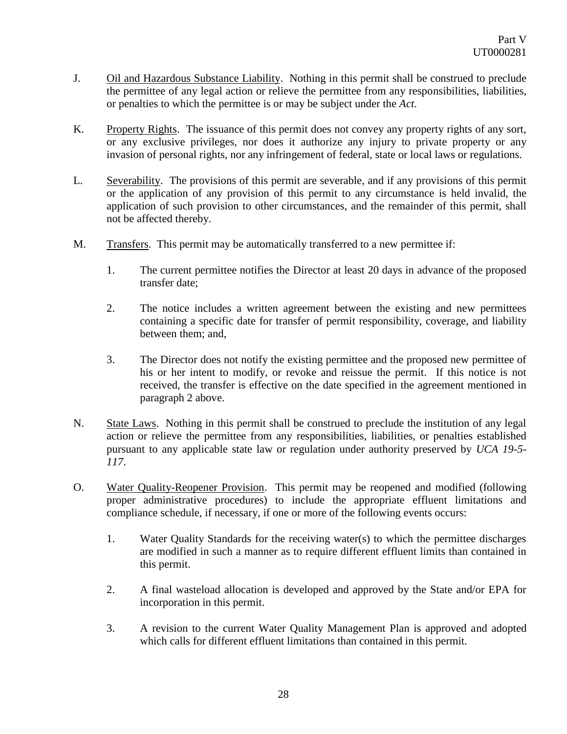J. Oil and Hazardous Substance Liability. Nothing in this permit shall be construed to preclude the permittee of any legal action or relieve the permittee from any responsibilities, liabilities, or penalties to which the permittee is or may be subject under the *Act*.

K. Property Rights. The issuance of this permit does not convey any property rights of any sort, or any exclusive privileges, nor does it authorize any injury to private property or any invasion of personal rights, nor any infringement of federal, state or local laws or regulations.

L. Severability. The provisions of this permit are severable, and if any provisions of this permit or the application of any provision of this permit to any circumstance is held invalid, the application of such provision to other circumstances, and the remainder of this permit, shall not be affected thereby.

M. Transfers. This permit may be automatically transferred to a new permittee if:

1. The current permittee notifies the Director at least 20 days in advance of the proposed transfer date;

2. The notice includes a written agreement between the existing and new permittees containing a specific date for transfer of permit responsibility, coverage, and liability between them; and,

3. The Director does not notify the existing permittee and the proposed new permittee of his or her intent to modify, or revoke and reissue the permit. If this notice is not received, the transfer is effective on the date specified in the agreement mentioned in paragraph 2 above.

N. State Laws. Nothing in this permit shall be construed to preclude the institution of any legal action or relieve the permittee from any responsibilities, liabilities, or penalties established pursuant to any applicable state law or regulation under authority preserved by *UCA 19-5-117*.

O. Water Quality-Reopener Provision. This permit may be reopened and modified (following proper administrative procedures) to include the appropriate effluent limitations and compliance schedule, if necessary, if one or more of the following events occurs:

1. Water Quality Standards for the receiving water(s) to which the permittee discharges are modified in such a manner as to require different effluent limits than contained in this permit.

2. A final wasteload allocation is developed and approved by the State and/or EPA for incorporation in this permit.

3. A revision to the current Water Quality Management Plan is approved and adopted which calls for different effluent limitations than contained in this permit.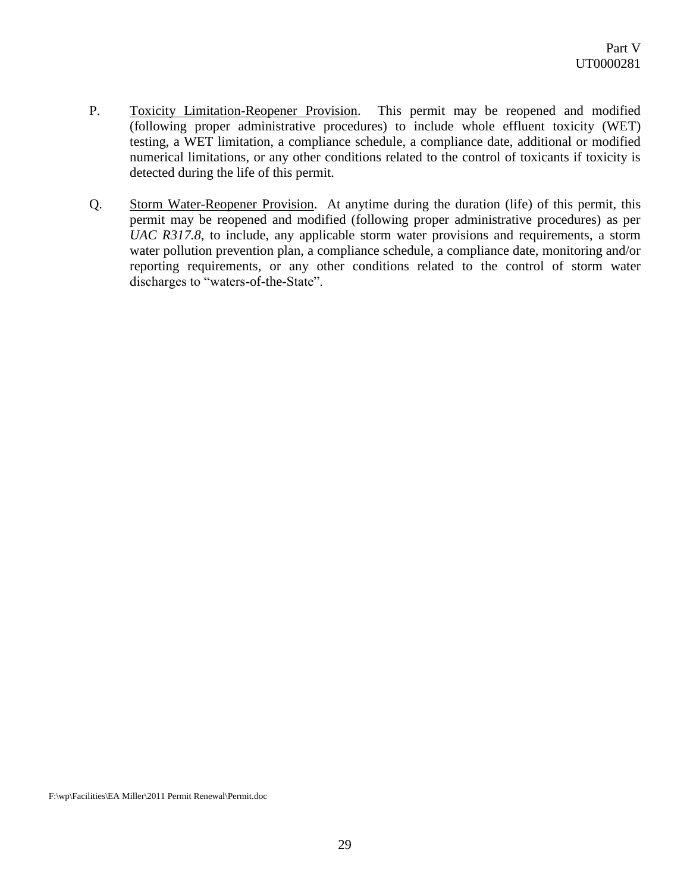P. Toxicity Limitation-Reopener Provision. This permit may be reopened and modified (following proper administrative procedures) to include whole effluent toxicity (WET) testing, a WET limitation, a compliance schedule, a compliance date, additional or modified numerical limitations, or any other conditions related to the control of toxicants if toxicity is detected during the life of this permit.

Q. Storm Water-Reopener Provision. At anytime during the duration (life) of this permit, this permit may be reopened and modified (following proper administrative procedures) as per *UAC R317.8*, to include, any applicable storm water provisions and requirements, a storm water pollution prevention plan, a compliance schedule, a compliance date, monitoring and/or reporting requirements, or any other conditions related to the control of storm water discharges to “waters-of-the-State”.